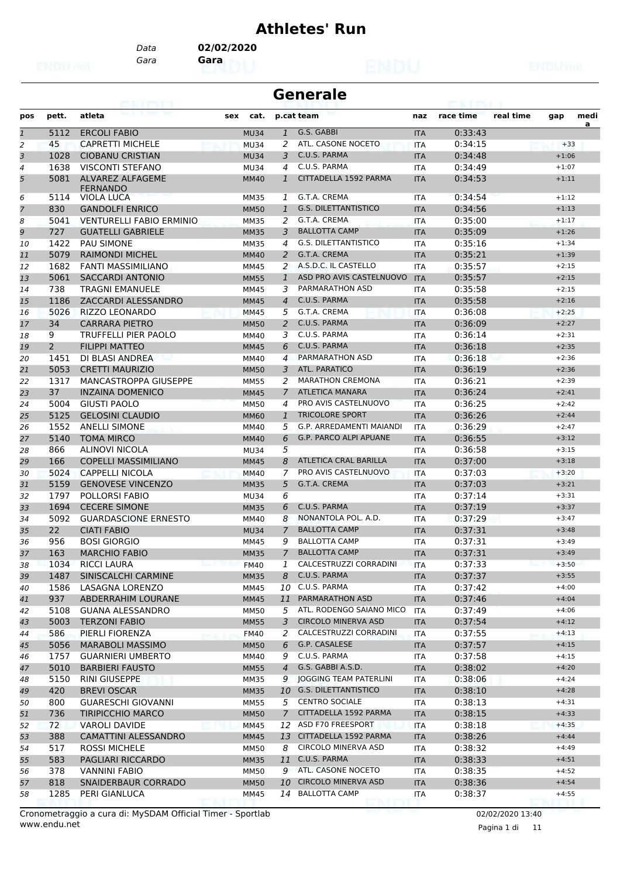# Athletes' Run

Data **02/02/2020**

Gara **Gara**

## Generale

| pos | pett. | atleta | sex | cat. | p.cat | team | naz | race time | real time | gap | media |
|---|---|---|---|---|---|---|---|---|---|---|---|
| 1 | 5112 | ERCOLI FABIO | | MU34 | 1 | G.S. GABBI | ITA | 0:33:43 | | | |
| 2 | 45 | CAPRETTI MICHELE | | MU34 | 2 | ATL. CASONE NOCETO | ITA | 0:34:15 | | +33 | |
| 3 | 1028 | CIOBANU CRISTIAN | | MU34 | 3 | C.U.S. PARMA | ITA | 0:34:48 | | +1:06 | |
| 4 | 1638 | VISCONTI STEFANO | | MU34 | 4 | C.U.S. PARMA | ITA | 0:34:49 | | +1:07 | |
| 5 | 5081 | ALVAREZ ALFAGEME FERNANDO | | MM40 | 1 | CITTADELLA 1592 PARMA | ITA | 0:34:53 | | +1:11 | |
| 6 | 5114 | VIOLA LUCA | | MM35 | 1 | G.T.A. CREMA | ITA | 0:34:54 | | +1:12 | |
| 7 | 830 | GANDOLFI ENRICO | | MM50 | 1 | G.S. DILETTANTISTICO | ITA | 0:34:56 | | +1:13 | |
| 8 | 5041 | VENTURELLI FABIO ERMINIO | | MM35 | 2 | G.T.A. CREMA | ITA | 0:35:00 | | +1:17 | |
| 9 | 727 | GUATELLI GABRIELE | | MM35 | 3 | BALLOTTA CAMP | ITA | 0:35:09 | | +1:26 | |
| 10 | 1422 | PAU SIMONE | | MM35 | 4 | G.S. DILETTANTISTICO | ITA | 0:35:16 | | +1:34 | |
| 11 | 5079 | RAIMONDI MICHEL | | MM40 | 2 | G.T.A. CREMA | ITA | 0:35:21 | | +1:39 | |
| 12 | 1682 | FANTI MASSIMILIANO | | MM45 | 2 | A.S.D.C. IL CASTELLO | ITA | 0:35:57 | | +2:15 | |
| 13 | 5061 | SACCARDI ANTONIO | | MM55 | 1 | ASD PRO AVIS CASTELNUOVO | ITA | 0:35:57 | | +2:15 | |
| 14 | 738 | TRAGNI EMANUELE | | MM45 | 3 | PARMARATHON ASD | ITA | 0:35:58 | | +2:15 | |
| 15 | 1186 | ZACCARDI ALESSANDRO | | MM45 | 4 | C.U.S. PARMA | ITA | 0:35:58 | | +2:16 | |
| 16 | 5026 | RIZZO LEONARDO | | MM45 | 5 | G.T.A. CREMA | ITA | 0:36:08 | | +2:25 | |
| 17 | 34 | CARRARA PIETRO | | MM50 | 2 | C.U.S. PARMA | ITA | 0:36:09 | | +2:27 | |
| 18 | 9 | TRUFFELLI PIER PAOLO | | MM40 | 3 | C.U.S. PARMA | ITA | 0:36:14 | | +2:31 | |
| 19 | 2 | FILIPPI MATTEO | | MM45 | 6 | C.U.S. PARMA | ITA | 0:36:18 | | +2:35 | |
| 20 | 1451 | DI BLASI ANDREA | | MM40 | 4 | PARMARATHON ASD | ITA | 0:36:18 | | +2:36 | |
| 21 | 5053 | CRETTI MAURIZIO | | MM50 | 3 | ATL. PARATICO | ITA | 0:36:19 | | +2:36 | |
| 22 | 1317 | MANCASTROPPA GIUSEPPE | | MM55 | 2 | MARATHON CREMONA | ITA | 0:36:21 | | +2:39 | |
| 23 | 37 | INZAINA DOMENICO | | MM45 | 7 | ATLETICA MANARA | ITA | 0:36:24 | | +2:41 | |
| 24 | 5004 | GIUSTI PAOLO | | MM50 | 4 | PRO AVIS CASTELNUOVO | ITA | 0:36:25 | | +2:42 | |
| 25 | 5125 | GELOSINI CLAUDIO | | MM60 | 1 | TRICOLORE SPORT | ITA | 0:36:26 | | +2:44 | |
| 26 | 1552 | ANELLI SIMONE | | MM40 | 5 | G.P. ARREDAMENTI MAIANDI | ITA | 0:36:29 | | +2:47 | |
| 27 | 5140 | TOMA MIRCO | | MM40 | 6 | G.P. PARCO ALPI APUANE | ITA | 0:36:55 | | +3:12 | |
| 28 | 866 | ALINOVI NICOLA | | MU34 | 5 | | ITA | 0:36:58 | | +3:15 | |
| 29 | 166 | COPELLI MASSIMILIANO | | MM45 | 8 | ATLETICA CRAL BARILLA | ITA | 0:37:00 | | +3:18 | |
| 30 | 5024 | CAPPELLI NICOLA | | MM40 | 7 | PRO AVIS CASTELNUOVO | ITA | 0:37:03 | | +3:20 | |
| 31 | 5159 | GENOVESE VINCENZO | | MM35 | 5 | G.T.A. CREMA | ITA | 0:37:03 | | +3:21 | |
| 32 | 1797 | POLLORSI FABIO | | MU34 | 6 | | ITA | 0:37:14 | | +3:31 | |
| 33 | 1694 | CECERE SIMONE | | MM35 | 6 | C.U.S. PARMA | ITA | 0:37:19 | | +3:37 | |
| 34 | 5092 | GUARDASCIONE ERNESTO | | MM40 | 8 | NONANTOLA POL. A.D. | ITA | 0:37:29 | | +3:47 | |
| 35 | 22 | CIATI FABIO | | MU34 | 7 | BALLOTTA CAMP | ITA | 0:37:31 | | +3:48 | |
| 36 | 956 | BOSI GIORGIO | | MM45 | 9 | BALLOTTA CAMP | ITA | 0:37:31 | | +3:49 | |
| 37 | 163 | MARCHIO FABIO | | MM35 | 7 | BALLOTTA CAMP | ITA | 0:37:31 | | +3:49 | |
| 38 | 1034 | RICCI LAURA | | FM40 | 1 | CALCESTRUZZI CORRADINI | ITA | 0:37:33 | | +3:50 | |
| 39 | 1487 | SINISCALCHI CARMINE | | MM35 | 8 | C.U.S. PARMA | ITA | 0:37:37 | | +3:55 | |
| 40 | 1586 | LASAGNA LORENZO | | MM45 | 10 | C.U.S. PARMA | ITA | 0:37:42 | | +4:00 | |
| 41 | 937 | ABDERRAHIM LOURANE | | MM45 | 11 | PARMARATHON ASD | ITA | 0:37:46 | | +4:04 | |
| 42 | 5108 | GUANA ALESSANDRO | | MM50 | 5 | ATL. RODENGO SAIANO MICO | ITA | 0:37:49 | | +4:06 | |
| 43 | 5003 | TERZONI FABIO | | MM55 | 3 | CIRCOLO MINERVA ASD | ITA | 0:37:54 | | +4:12 | |
| 44 | 586 | PIERLI FIORENZA | | FM40 | 2 | CALCESTRUZZI CORRADINI | ITA | 0:37:55 | | +4:13 | |
| 45 | 5056 | MARABOLI MASSIMO | | MM50 | 6 | G.P. CASALESE | ITA | 0:37:57 | | +4:15 | |
| 46 | 1757 | GUARNIERI UMBERTO | | MM40 | 9 | C.U.S. PARMA | ITA | 0:37:58 | | +4:15 | |
| 47 | 5010 | BARBIERI FAUSTO | | MM55 | 4 | G.S. GABBI A.S.D. | ITA | 0:38:02 | | +4:20 | |
| 48 | 5150 | RINI GIUSEPPE | | MM35 | 9 | JOGGING TEAM PATERLINI | ITA | 0:38:06 | | +4:24 | |
| 49 | 420 | BREVI OSCAR | | MM35 | 10 | G.S. DILETTANTISTICO | ITA | 0:38:10 | | +4:28 | |
| 50 | 800 | GUARESCHI GIOVANNI | | MM55 | 5 | CENTRO SOCIALE | ITA | 0:38:13 | | +4:31 | |
| 51 | 736 | TIRIPICCHIO MARCO | | MM50 | 7 | CITTADELLA 1592 PARMA | ITA | 0:38:15 | | +4:33 | |
| 52 | 72 | VAROLI DAVIDE | | MM45 | 12 | ASD F70 FREESPORT | ITA | 0:38:18 | | +4:35 | |
| 53 | 388 | CAMATTINI ALESSANDRO | | MM45 | 13 | CITTADELLA 1592 PARMA | ITA | 0:38:26 | | +4:44 | |
| 54 | 517 | ROSSI MICHELE | | MM50 | 8 | CIRCOLO MINERVA ASD | ITA | 0:38:32 | | +4:49 | |
| 55 | 583 | PAGLIARI RICCARDO | | MM35 | 11 | C.U.S. PARMA | ITA | 0:38:33 | | +4:51 | |
| 56 | 378 | VANNINI FABIO | | MM50 | 9 | ATL. CASONE NOCETO | ITA | 0:38:35 | | +4:52 | |
| 57 | 818 | SNAIDERBAUR CORRADO | | MM50 | 10 | CIRCOLO MINERVA ASD | ITA | 0:38:36 | | +4:54 | |
| 58 | 1285 | PERI GIANLUCA | | MM45 | 14 | BALLOTTA CAMP | ITA | 0:38:37 | | +4:55 | |

Cronometraggio a cura di: MySDAM Official Timer - Sportlab
www.endu.net

02/02/2020 13:40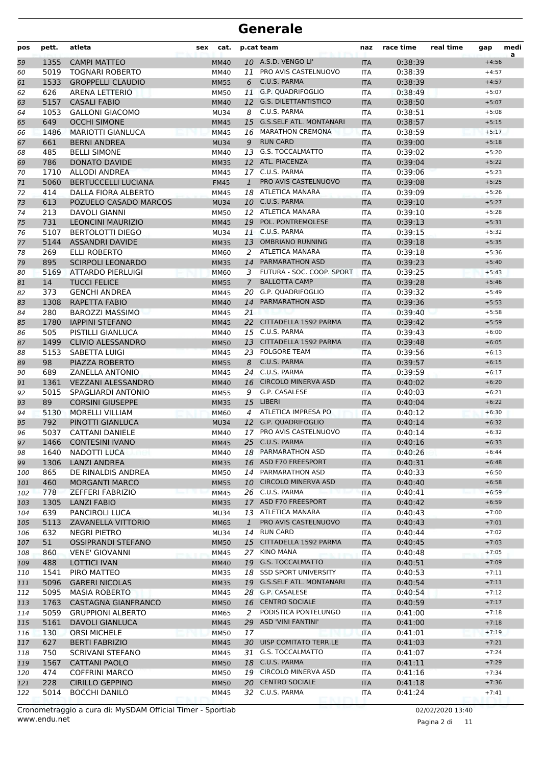# Generale

| pos | pett. | atleta | sex | cat. | p.cat | team | naz | race time | real time | gap | media |
|---|---|---|---|---|---|---|---|---|---|---|---|
| 59 | 1355 | CAMPI MATTEO | | MM40 | 10 | A.S.D. VENGO LI' | ITA | 0:38:39 | | +4:56 | |
| 60 | 5019 | TOGNARI ROBERTO | | MM40 | 11 | PRO AVIS CASTELNUOVO | ITA | 0:38:39 | | +4:57 | |
| 61 | 1533 | GROPPELLI CLAUDIO | | MM55 | 6 | C.U.S. PARMA | ITA | 0:38:39 | | +4:57 | |
| 62 | 626 | ARENA LETTERIO | | MM50 | 11 | G.P. QUADRIFOGLIO | ITA | 0:38:49 | | +5:07 | |
| 63 | 5157 | CASALI FABIO | | MM40 | 12 | G.S. DILETTANTISTICO | ITA | 0:38:50 | | +5:07 | |
| 64 | 1053 | GALLONI GIACOMO | | MU34 | 8 | C.U.S. PARMA | ITA | 0:38:51 | | +5:08 | |
| 65 | 649 | OCCHI SIMONE | | MM45 | 15 | G.S.SELF ATL. MONTANARI | ITA | 0:38:57 | | +5:15 | |
| 66 | 1486 | MARIOTTI GIANLUCA | | MM45 | 16 | MARATHON CREMONA | ITA | 0:38:59 | | +5:17 | |
| 67 | 661 | BERNI ANDREA | | MU34 | 9 | RUN CARD | ITA | 0:39:00 | | +5:18 | |
| 68 | 485 | BELLI SIMONE | | MM40 | 13 | G.S. TOCCALMATTO | ITA | 0:39:02 | | +5:20 | |
| 69 | 786 | DONATO DAVIDE | | MM35 | 12 | ATL. PIACENZA | ITA | 0:39:04 | | +5:22 | |
| 70 | 1710 | ALLODI ANDREA | | MM45 | 17 | C.U.S. PARMA | ITA | 0:39:06 | | +5:23 | |
| 71 | 5060 | BERTUCCELLI LUCIANA | | FM45 | 1 | PRO AVIS CASTELNUOVO | ITA | 0:39:08 | | +5:25 | |
| 72 | 414 | DALLA FIORA ALBERTO | | MM45 | 18 | ATLETICA MANARA | ITA | 0:39:09 | | +5:26 | |
| 73 | 613 | POZUELO CASADO MARCOS | | MU34 | 10 | C.U.S. PARMA | ITA | 0:39:10 | | +5:27 | |
| 74 | 213 | DAVOLI GIANNI | | MM50 | 12 | ATLETICA MANARA | ITA | 0:39:10 | | +5:28 | |
| 75 | 731 | LEONCINI MAURIZIO | | MM45 | 19 | POL. PONTREMOLESE | ITA | 0:39:13 | | +5:31 | |
| 76 | 5107 | BERTOLOTTI DIEGO | | MU34 | 11 | C.U.S. PARMA | ITA | 0:39:15 | | +5:32 | |
| 77 | 5144 | ASSANDRI DAVIDE | | MM35 | 13 | OMBRIANO RUNNING | ITA | 0:39:18 | | +5:35 | |
| 78 | 269 | ELLI ROBERTO | | MM60 | 2 | ATLETICA MANARA | ITA | 0:39:18 | | +5:36 | |
| 79 | 895 | SCIRPOLI LEONARDO | | MM35 | 14 | PARMARATHON ASD | ITA | 0:39:23 | | +5:40 | |
| 80 | 5169 | ATTARDO PIERLUIGI | | MM60 | 3 | FUTURA - SOC. COOP. SPORT | ITA | 0:39:25 | | +5:43 | |
| 81 | 14 | TUCCI FELICE | | MM55 | 7 | BALLOTTA CAMP | ITA | 0:39:28 | | +5:46 | |
| 82 | 373 | GENCHI ANDREA | | MM45 | 20 | G.P. QUADRIFOGLIO | ITA | 0:39:32 | | +5:49 | |
| 83 | 1308 | RAPETTA FABIO | | MM40 | 14 | PARMARATHON ASD | ITA | 0:39:36 | | +5:53 | |
| 84 | 280 | BAROZZI MASSIMO | | MM45 | 21 | | ITA | 0:39:40 | | +5:58 | |
| 85 | 1780 | IAPPINI STEFANO | | MM45 | 22 | CITTADELLA 1592 PARMA | ITA | 0:39:42 | | +5:59 | |
| 86 | 505 | PISTILLI GIANLUCA | | MM40 | 15 | C.U.S. PARMA | ITA | 0:39:43 | | +6:00 | |
| 87 | 1499 | CLIVIO ALESSANDRO | | MM50 | 13 | CITTADELLA 1592 PARMA | ITA | 0:39:48 | | +6:05 | |
| 88 | 5153 | SABETTA LUIGI | | MM45 | 23 | FOLGORE TEAM | ITA | 0:39:56 | | +6:13 | |
| 89 | 98 | PIAZZA ROBERTO | | MM55 | 8 | C.U.S. PARMA | ITA | 0:39:57 | | +6:15 | |
| 90 | 689 | ZANELLA ANTONIO | | MM45 | 24 | C.U.S. PARMA | ITA | 0:39:59 | | +6:17 | |
| 91 | 1361 | VEZZANI ALESSANDRO | | MM40 | 16 | CIRCOLO MINERVA ASD | ITA | 0:40:02 | | +6:20 | |
| 92 | 5015 | SPAGLIARDI ANTONIO | | MM55 | 9 | G.P. CASALESE | ITA | 0:40:03 | | +6:21 | |
| 93 | 89 | CORSINI GIUSEPPE | | MM35 | 15 | LIBERI | ITA | 0:40:04 | | +6:22 | |
| 94 | 5130 | MORELLI VILLIAM | | MM60 | 4 | ATLETICA IMPRESA PO | ITA | 0:40:12 | | +6:30 | |
| 95 | 792 | PINOTTI GIANLUCA | | MU34 | 12 | G.P. QUADRIFOGLIO | ITA | 0:40:14 | | +6:32 | |
| 96 | 5037 | CATTANI DANIELE | | MM40 | 17 | PRO AVIS CASTELNUOVO | ITA | 0:40:14 | | +6:32 | |
| 97 | 1466 | CONTESINI IVANO | | MM45 | 25 | C.U.S. PARMA | ITA | 0:40:16 | | +6:33 | |
| 98 | 1640 | NADOTTI LUCA | | MM40 | 18 | PARMARATHON ASD | ITA | 0:40:26 | | +6:44 | |
| 99 | 1306 | LANZI ANDREA | | MM35 | 16 | ASD F70 FREESPORT | ITA | 0:40:31 | | +6:48 | |
| 100 | 865 | DE RINALDIS ANDREA | | MM50 | 14 | PARMARATHON ASD | ITA | 0:40:33 | | +6:50 | |
| 101 | 460 | MORGANTI MARCO | | MM55 | 10 | CIRCOLO MINERVA ASD | ITA | 0:40:40 | | +6:58 | |
| 102 | 778 | ZEFFERI FABRIZIO | | MM45 | 26 | C.U.S. PARMA | ITA | 0:40:41 | | +6:59 | |
| 103 | 1305 | LANZI FABIO | | MM35 | 17 | ASD F70 FREESPORT | ITA | 0:40:42 | | +6:59 | |
| 104 | 639 | PANCIROLI LUCA | | MU34 | 13 | ATLETICA MANARA | ITA | 0:40:43 | | +7:00 | |
| 105 | 5113 | ZAVANELLA VITTORIO | | MM65 | 1 | PRO AVIS CASTELNUOVO | ITA | 0:40:43 | | +7:01 | |
| 106 | 632 | NEGRI PIETRO | | MU34 | 14 | RUN CARD | ITA | 0:40:44 | | +7:02 | |
| 107 | 51 | OSSIPRANDI STEFANO | | MM50 | 15 | CITTADELLA 1592 PARMA | ITA | 0:40:45 | | +7:03 | |
| 108 | 860 | VENE' GIOVANNI | | MM45 | 27 | KINO MANA | ITA | 0:40:48 | | +7:05 | |
| 109 | 488 | LOTTICI IVAN | | MM40 | 19 | G.S. TOCCALMATTO | ITA | 0:40:51 | | +7:09 | |
| 110 | 1541 | PIRO MATTEO | | MM35 | 18 | SSD SPORT UNIVERSITY | ITA | 0:40:53 | | +7:11 | |
| 111 | 5096 | GARERI NICOLAS | | MM35 | 19 | G.S.SELF ATL. MONTANARI | ITA | 0:40:54 | | +7:11 | |
| 112 | 5095 | MASIA ROBERTO | | MM45 | 28 | G.P. CASALESE | ITA | 0:40:54 | | +7:12 | |
| 113 | 1763 | CASTAGNA GIANFRANCO | | MM50 | 16 | CENTRO SOCIALE | ITA | 0:40:59 | | +7:17 | |
| 114 | 5059 | GRUPPIONI ALBERTO | | MM65 | 2 | PODISTICA PONTELUNGO | ITA | 0:41:00 | | +7:18 | |
| 115 | 5161 | DAVOLI GIANLUCA | | MM45 | 29 | ASD 'VINI FANTINI' | ITA | 0:41:00 | | +7:18 | |
| 116 | 130 | ORSI MICHELE | | MM50 | 17 | | ITA | 0:41:01 | | +7:19 | |
| 117 | 627 | BERTI FABRIZIO | | MM45 | 30 | UISP COMITATO TERR.LE | ITA | 0:41:03 | | +7:21 | |
| 118 | 750 | SCRIVANI STEFANO | | MM45 | 31 | G.S. TOCCALMATTO | ITA | 0:41:07 | | +7:24 | |
| 119 | 1567 | CATTANI PAOLO | | MM50 | 18 | C.U.S. PARMA | ITA | 0:41:11 | | +7:29 | |
| 120 | 474 | COFFRINI MARCO | | MM50 | 19 | CIRCOLO MINERVA ASD | ITA | 0:41:16 | | +7:34 | |
| 121 | 228 | CIRILLO GEPPINO | | MM50 | 20 | CENTRO SOCIALE | ITA | 0:41:18 | | +7:36 | |
| 122 | 5014 | BOCCHI DANILO | | MM45 | 32 | C.U.S. PARMA | ITA | 0:41:24 | | +7:41 | |

Cronometraggio a cura di: MySDAM Official Timer - Sportlab
www.endu.net

02/02/2020 13:40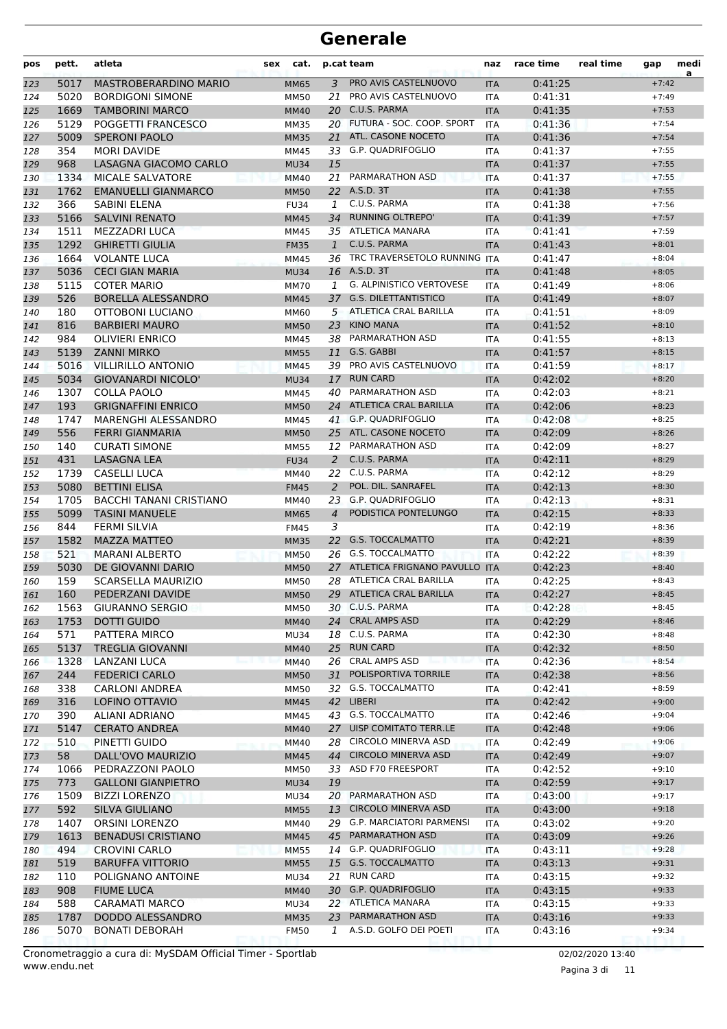# Generale

| pos | pett. | atleta | sex | cat. | p.cat | team | naz | race time | real time | gap | media |
|---|---|---|---|---|---|---|---|---|---|---|---|
| 123 | 5017 | MASTROBERARDINO MARIO | | MM65 | 3 | PRO AVIS CASTELNUOVO | ITA | 0:41:25 | | +7:42 | |
| 124 | 5020 | BORDIGONI SIMONE | | MM50 | 21 | PRO AVIS CASTELNUOVO | ITA | 0:41:31 | | +7:49 | |
| 125 | 1669 | TAMBORINI MARCO | | MM40 | 20 | C.U.S. PARMA | ITA | 0:41:35 | | +7:53 | |
| 126 | 5129 | POGGETTI FRANCESCO | | MM35 | 20 | FUTURA - SOC. COOP. SPORT | ITA | 0:41:36 | | +7:54 | |
| 127 | 5009 | SPERONI PAOLO | | MM35 | 21 | ATL. CASONE NOCETO | ITA | 0:41:36 | | +7:54 | |
| 128 | 354 | MORI DAVIDE | | MM45 | 33 | G.P. QUADRIFOGLIO | ITA | 0:41:37 | | +7:55 | |
| 129 | 968 | LASAGNA GIACOMO CARLO | | MU34 | 15 | | ITA | 0:41:37 | | +7:55 | |
| 130 | 1334 | MICALE SALVATORE | | MM40 | 21 | PARMARATHON ASD | ITA | 0:41:37 | | +7:55 | |
| 131 | 1762 | EMANUELLI GIANMARCO | | MM50 | 22 | A.S.D. 3T | ITA | 0:41:38 | | +7:55 | |
| 132 | 366 | SABINI ELENA | | FU34 | 1 | C.U.S. PARMA | ITA | 0:41:38 | | +7:56 | |
| 133 | 5166 | SALVINI RENATO | | MM45 | 34 | RUNNING OLTREPO' | ITA | 0:41:39 | | +7:57 | |
| 134 | 1511 | MEZZADRI LUCA | | MM45 | 35 | ATLETICA MANARA | ITA | 0:41:41 | | +7:59 | |
| 135 | 1292 | GHIRETTI GIULIA | | FM35 | 1 | C.U.S. PARMA | ITA | 0:41:43 | | +8:01 | |
| 136 | 1664 | VOLANTE LUCA | | MM45 | 36 | TRC TRAVERSETOLO RUNNING | ITA | 0:41:47 | | +8:04 | |
| 137 | 5036 | CECI GIAN MARIA | | MU34 | 16 | A.S.D. 3T | ITA | 0:41:48 | | +8:05 | |
| 138 | 5115 | COTER MARIO | | MM70 | 1 | G. ALPINISTICO VERTOVESE | ITA | 0:41:49 | | +8:06 | |
| 139 | 526 | BORELLA ALESSANDRO | | MM45 | 37 | G.S. DILETTANTISTICO | ITA | 0:41:49 | | +8:07 | |
| 140 | 180 | OTTOBONI LUCIANO | | MM60 | 5 | ATLETICA CRAL BARILLA | ITA | 0:41:51 | | +8:09 | |
| 141 | 816 | BARBIERI MAURO | | MM50 | 23 | KINO MANA | ITA | 0:41:52 | | +8:10 | |
| 142 | 984 | OLIVIERI ENRICO | | MM45 | 38 | PARMARATHON ASD | ITA | 0:41:55 | | +8:13 | |
| 143 | 5139 | ZANNI MIRKO | | MM55 | 11 | G.S. GABBI | ITA | 0:41:57 | | +8:15 | |
| 144 | 5016 | VILLIRILLO ANTONIO | | MM45 | 39 | PRO AVIS CASTELNUOVO | ITA | 0:41:59 | | +8:17 | |
| 145 | 5034 | GIOVANARDI NICOLO' | | MU34 | 17 | RUN CARD | ITA | 0:42:02 | | +8:20 | |
| 146 | 1307 | COLLA PAOLO | | MM45 | 40 | PARMARATHON ASD | ITA | 0:42:03 | | +8:21 | |
| 147 | 193 | GRIGNAFFINI ENRICO | | MM50 | 24 | ATLETICA CRAL BARILLA | ITA | 0:42:06 | | +8:23 | |
| 148 | 1747 | MARENGHI ALESSANDRO | | MM45 | 41 | G.P. QUADRIFOGLIO | ITA | 0:42:08 | | +8:25 | |
| 149 | 556 | FERRI GIANMARIA | | MM50 | 25 | ATL. CASONE NOCETO | ITA | 0:42:09 | | +8:26 | |
| 150 | 140 | CURATI SIMONE | | MM55 | 12 | PARMARATHON ASD | ITA | 0:42:09 | | +8:27 | |
| 151 | 431 | LASAGNA LEA | | FU34 | 2 | C.U.S. PARMA | ITA | 0:42:11 | | +8:29 | |
| 152 | 1739 | CASELLI LUCA | | MM40 | 22 | C.U.S. PARMA | ITA | 0:42:12 | | +8:29 | |
| 153 | 5080 | BETTINI ELISA | | FM45 | 2 | POL. DIL. SANRAFEL | ITA | 0:42:13 | | +8:30 | |
| 154 | 1705 | BACCHI TANANI CRISTIANO | | MM40 | 23 | G.P. QUADRIFOGLIO | ITA | 0:42:13 | | +8:31 | |
| 155 | 5099 | TASINI MANUELE | | MM65 | 4 | PODISTICA PONTELUNGO | ITA | 0:42:15 | | +8:33 | |
| 156 | 844 | FERMI SILVIA | | FM45 | 3 | | ITA | 0:42:19 | | +8:36 | |
| 157 | 1582 | MAZZA MATTEO | | MM35 | 22 | G.S. TOCCALMATTO | ITA | 0:42:21 | | +8:39 | |
| 158 | 521 | MARANI ALBERTO | | MM50 | 26 | G.S. TOCCALMATTO | ITA | 0:42:22 | | +8:39 | |
| 159 | 5030 | DE GIOVANNI DARIO | | MM50 | 27 | ATLETICA FRIGNANO PAVULLO | ITA | 0:42:23 | | +8:40 | |
| 160 | 159 | SCARSELLA MAURIZIO | | MM50 | 28 | ATLETICA CRAL BARILLA | ITA | 0:42:25 | | +8:43 | |
| 161 | 160 | PEDERZANI DAVIDE | | MM50 | 29 | ATLETICA CRAL BARILLA | ITA | 0:42:27 | | +8:45 | |
| 162 | 1563 | GIURANNO SERGIO | | MM50 | 30 | C.U.S. PARMA | ITA | 0:42:28 | | +8:45 | |
| 163 | 1753 | DOTTI GUIDO | | MM40 | 24 | CRAL AMPS ASD | ITA | 0:42:29 | | +8:46 | |
| 164 | 571 | PATTERA MIRCO | | MU34 | 18 | C.U.S. PARMA | ITA | 0:42:30 | | +8:48 | |
| 165 | 5137 | TREGLIA GIOVANNI | | MM40 | 25 | RUN CARD | ITA | 0:42:32 | | +8:50 | |
| 166 | 1328 | LANZANI LUCA | | MM40 | 26 | CRAL AMPS ASD | ITA | 0:42:36 | | +8:54 | |
| 167 | 244 | FEDERICI CARLO | | MM50 | 31 | POLISPORTIVA TORRILE | ITA | 0:42:38 | | +8:56 | |
| 168 | 338 | CARLONI ANDREA | | MM50 | 32 | G.S. TOCCALMATTO | ITA | 0:42:41 | | +8:59 | |
| 169 | 316 | LOFINO OTTAVIO | | MM45 | 42 | LIBERI | ITA | 0:42:42 | | +9:00 | |
| 170 | 390 | ALIANI ADRIANO | | MM45 | 43 | G.S. TOCCALMATTO | ITA | 0:42:46 | | +9:04 | |
| 171 | 5147 | CERATO ANDREA | | MM40 | 27 | UISP COMITATO TERR.LE | ITA | 0:42:48 | | +9:06 | |
| 172 | 510 | PINETTI GUIDO | | MM40 | 28 | CIRCOLO MINERVA ASD | ITA | 0:42:49 | | +9:06 | |
| 173 | 58 | DALL'OVO MAURIZIO | | MM45 | 44 | CIRCOLO MINERVA ASD | ITA | 0:42:49 | | +9:07 | |
| 174 | 1066 | PEDRAZZONI PAOLO | | MM50 | 33 | ASD F70 FREESPORT | ITA | 0:42:52 | | +9:10 | |
| 175 | 773 | GALLONI GIANPIETRO | | MU34 | 19 | | ITA | 0:42:59 | | +9:17 | |
| 176 | 1509 | BIZZI LORENZO | | MU34 | 20 | PARMARATHON ASD | ITA | 0:43:00 | | +9:17 | |
| 177 | 592 | SILVA GIULIANO | | MM55 | 13 | CIRCOLO MINERVA ASD | ITA | 0:43:00 | | +9:18 | |
| 178 | 1407 | ORSINI LORENZO | | MM40 | 29 | G.P. MARCIATORI PARMENSI | ITA | 0:43:02 | | +9:20 | |
| 179 | 1613 | BENADUSI CRISTIANO | | MM45 | 45 | PARMARATHON ASD | ITA | 0:43:09 | | +9:26 | |
| 180 | 494 | CROVINI CARLO | | MM55 | 14 | G.P. QUADRIFOGLIO | ITA | 0:43:11 | | +9:28 | |
| 181 | 519 | BARUFFA VITTORIO | | MM55 | 15 | G.S. TOCCALMATTO | ITA | 0:43:13 | | +9:31 | |
| 182 | 110 | POLIGNANO ANTOINE | | MU34 | 21 | RUN CARD | ITA | 0:43:15 | | +9:32 | |
| 183 | 908 | FIUME LUCA | | MM40 | 30 | G.P. QUADRIFOGLIO | ITA | 0:43:15 | | +9:33 | |
| 184 | 588 | CARAMATI MARCO | | MU34 | 22 | ATLETICA MANARA | ITA | 0:43:15 | | +9:33 | |
| 185 | 1787 | DODDO ALESSANDRO | | MM35 | 23 | PARMARATHON ASD | ITA | 0:43:16 | | +9:33 | |
| 186 | 5070 | BONATI DEBORAH | | FM50 | 1 | A.S.D. GOLFO DEI POETI | ITA | 0:43:16 | | +9:34 | |

Cronometraggio a cura di: MySDAM Official Timer - Sportlab
www.endu.net

02/02/2020 13:40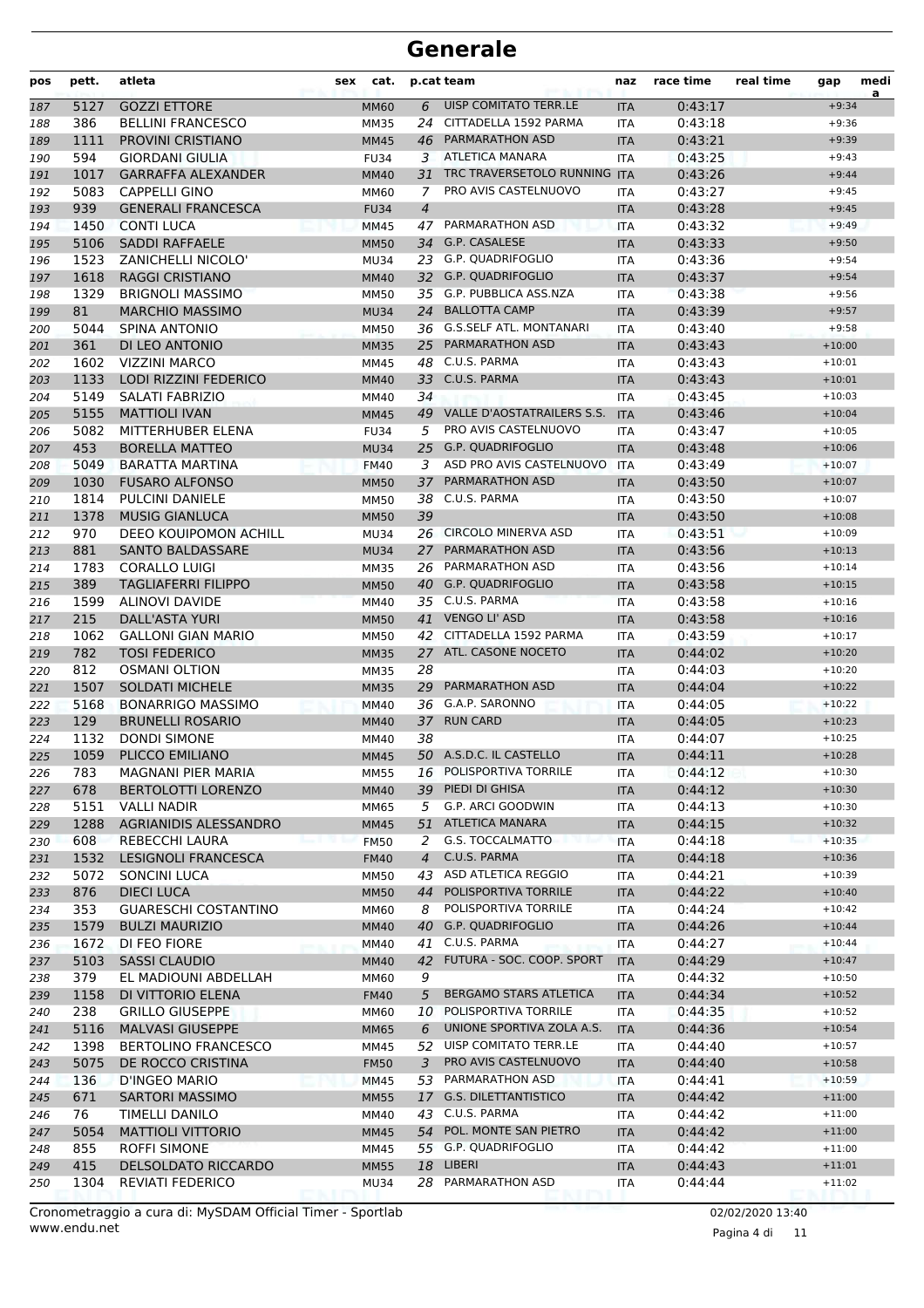# Generale

| pos | pett. | atleta | sex | cat. | p.cat | team | naz | race time | real time | gap | media |
|---|---|---|---|---|---|---|---|---|---|---|---|
| 187 | 5127 | GOZZI ETTORE | | MM60 | 6 | UISP COMITATO TERR.LE | ITA | 0:43:17 | | +9:34 | |
| 188 | 386 | BELLINI FRANCESCO | | MM35 | 24 | CITTADELLA 1592 PARMA | ITA | 0:43:18 | | +9:36 | |
| 189 | 1111 | PROVINI CRISTIANO | | MM45 | 46 | PARMARATHON ASD | ITA | 0:43:21 | | +9:39 | |
| 190 | 594 | GIORDANI GIULIA | | FU34 | 3 | ATLETICA MANARA | ITA | 0:43:25 | | +9:43 | |
| 191 | 1017 | GARRAFFA ALEXANDER | | MM40 | 31 | TRC TRAVERSETOLO RUNNING | ITA | 0:43:26 | | +9:44 | |
| 192 | 5083 | CAPPELLI GINO | | MM60 | 7 | PRO AVIS CASTELNUOVO | ITA | 0:43:27 | | +9:45 | |
| 193 | 939 | GENERALI FRANCESCA | | FU34 | 4 | | ITA | 0:43:28 | | +9:45 | |
| 194 | 1450 | CONTI LUCA | | MM45 | 47 | PARMARATHON ASD | ITA | 0:43:32 | | +9:49 | |
| 195 | 5106 | SADDI RAFFAELE | | MM50 | 34 | G.P. CASALESE | ITA | 0:43:33 | | +9:50 | |
| 196 | 1523 | ZANICHELLI NICOLO' | | MU34 | 23 | G.P. QUADRIFOGLIO | ITA | 0:43:36 | | +9:54 | |
| 197 | 1618 | RAGGI CRISTIANO | | MM40 | 32 | G.P. QUADRIFOGLIO | ITA | 0:43:37 | | +9:54 | |
| 198 | 1329 | BRIGNOLI MASSIMO | | MM50 | 35 | G.P. PUBBLICA ASS.NZA | ITA | 0:43:38 | | +9:56 | |
| 199 | 81 | MARCHIO MASSIMO | | MU34 | 24 | BALLOTTA CAMP | ITA | 0:43:39 | | +9:57 | |
| 200 | 5044 | SPINA ANTONIO | | MM50 | 36 | G.S.SELF ATL. MONTANARI | ITA | 0:43:40 | | +9:58 | |
| 201 | 361 | DI LEO ANTONIO | | MM35 | 25 | PARMARATHON ASD | ITA | 0:43:43 | | +10:00 | |
| 202 | 1602 | VIZZINI MARCO | | MM45 | 48 | C.U.S. PARMA | ITA | 0:43:43 | | +10:01 | |
| 203 | 1133 | LODI RIZZINI FEDERICO | | MM40 | 33 | C.U.S. PARMA | ITA | 0:43:43 | | +10:01 | |
| 204 | 5149 | SALATI FABRIZIO | | MM40 | 34 | | ITA | 0:43:45 | | +10:03 | |
| 205 | 5155 | MATTIOLI IVAN | | MM45 | 49 | VALLE D'AOSTATRAILERS S.S. | ITA | 0:43:46 | | +10:04 | |
| 206 | 5082 | MITTERHUBER ELENA | | FU34 | 5 | PRO AVIS CASTELNUOVO | ITA | 0:43:47 | | +10:05 | |
| 207 | 453 | BORELLA MATTEO | | MU34 | 25 | G.P. QUADRIFOGLIO | ITA | 0:43:48 | | +10:06 | |
| 208 | 5049 | BARATTA MARTINA | | FM40 | 3 | ASD PRO AVIS CASTELNUOVO | ITA | 0:43:49 | | +10:07 | |
| 209 | 1030 | FUSARO ALFONSO | | MM50 | 37 | PARMARATHON ASD | ITA | 0:43:50 | | +10:07 | |
| 210 | 1814 | PULCINI DANIELE | | MM50 | 38 | C.U.S. PARMA | ITA | 0:43:50 | | +10:07 | |
| 211 | 1378 | MUSIG GIANLUCA | | MM50 | 39 | | ITA | 0:43:50 | | +10:08 | |
| 212 | 970 | DEEO KOUIPOMON ACHILL | | MU34 | 26 | CIRCOLO MINERVA ASD | ITA | 0:43:51 | | +10:09 | |
| 213 | 881 | SANTO BALDASSARE | | MU34 | 27 | PARMARATHON ASD | ITA | 0:43:56 | | +10:13 | |
| 214 | 1783 | CORALLO LUIGI | | MM35 | 26 | PARMARATHON ASD | ITA | 0:43:56 | | +10:14 | |
| 215 | 389 | TAGLIAFERRI FILIPPO | | MM50 | 40 | G.P. QUADRIFOGLIO | ITA | 0:43:58 | | +10:15 | |
| 216 | 1599 | ALINOVI DAVIDE | | MM40 | 35 | C.U.S. PARMA | ITA | 0:43:58 | | +10:16 | |
| 217 | 215 | DALL'ASTA YURI | | MM50 | 41 | VENGO LI' ASD | ITA | 0:43:58 | | +10:16 | |
| 218 | 1062 | GALLONI GIAN MARIO | | MM50 | 42 | CITTADELLA 1592 PARMA | ITA | 0:43:59 | | +10:17 | |
| 219 | 782 | TOSI FEDERICO | | MM35 | 27 | ATL. CASONE NOCETO | ITA | 0:44:02 | | +10:20 | |
| 220 | 812 | OSMANI OLTION | | MM35 | 28 | | ITA | 0:44:03 | | +10:20 | |
| 221 | 1507 | SOLDATI MICHELE | | MM35 | 29 | PARMARATHON ASD | ITA | 0:44:04 | | +10:22 | |
| 222 | 5168 | BONARRIGO MASSIMO | | MM40 | 36 | G.A.P. SARONNO | ITA | 0:44:05 | | +10:22 | |
| 223 | 129 | BRUNELLI ROSARIO | | MM40 | 37 | RUN CARD | ITA | 0:44:05 | | +10:23 | |
| 224 | 1132 | DONDI SIMONE | | MM40 | 38 | | ITA | 0:44:07 | | +10:25 | |
| 225 | 1059 | PLICCO EMILIANO | | MM45 | 50 | A.S.D.C. IL CASTELLO | ITA | 0:44:11 | | +10:28 | |
| 226 | 783 | MAGNANI PIER MARIA | | MM55 | 16 | POLISPORTIVA TORRILE | ITA | 0:44:12 | | +10:30 | |
| 227 | 678 | BERTOLOTTI LORENZO | | MM40 | 39 | PIEDI DI GHISA | ITA | 0:44:12 | | +10:30 | |
| 228 | 5151 | VALLI NADIR | | MM65 | 5 | G.P. ARCI GOODWIN | ITA | 0:44:13 | | +10:30 | |
| 229 | 1288 | AGRIANIDIS ALESSANDRO | | MM45 | 51 | ATLETICA MANARA | ITA | 0:44:15 | | +10:32 | |
| 230 | 608 | REBECCHI LAURA | | FM50 | 2 | G.S. TOCCALMATTO | ITA | 0:44:18 | | +10:35 | |
| 231 | 1532 | LESIGNOLI FRANCESCA | | FM40 | 4 | C.U.S. PARMA | ITA | 0:44:18 | | +10:36 | |
| 232 | 5072 | SONCINI LUCA | | MM50 | 43 | ASD ATLETICA REGGIO | ITA | 0:44:21 | | +10:39 | |
| 233 | 876 | DIECI LUCA | | MM50 | 44 | POLISPORTIVA TORRILE | ITA | 0:44:22 | | +10:40 | |
| 234 | 353 | GUARESCHI COSTANTINO | | MM60 | 8 | POLISPORTIVA TORRILE | ITA | 0:44:24 | | +10:42 | |
| 235 | 1579 | BULZI MAURIZIO | | MM40 | 40 | G.P. QUADRIFOGLIO | ITA | 0:44:26 | | +10:44 | |
| 236 | 1672 | DI FEO FIORE | | MM40 | 41 | C.U.S. PARMA | ITA | 0:44:27 | | +10:44 | |
| 237 | 5103 | SASSI CLAUDIO | | MM40 | 42 | FUTURA - SOC. COOP. SPORT | ITA | 0:44:29 | | +10:47 | |
| 238 | 379 | EL MADIOUNI ABDELLAH | | MM60 | 9 | | ITA | 0:44:32 | | +10:50 | |
| 239 | 1158 | DI VITTORIO ELENA | | FM40 | 5 | BERGAMO STARS ATLETICA | ITA | 0:44:34 | | +10:52 | |
| 240 | 238 | GRILLO GIUSEPPE | | MM60 | 10 | POLISPORTIVA TORRILE | ITA | 0:44:35 | | +10:52 | |
| 241 | 5116 | MALVASI GIUSEPPE | | MM65 | 6 | UNIONE SPORTIVA ZOLA A.S. | ITA | 0:44:36 | | +10:54 | |
| 242 | 1398 | BERTOLINO FRANCESCO | | MM45 | 52 | UISP COMITATO TERR.LE | ITA | 0:44:40 | | +10:57 | |
| 243 | 5075 | DE ROCCO CRISTINA | | FM50 | 3 | PRO AVIS CASTELNUOVO | ITA | 0:44:40 | | +10:58 | |
| 244 | 136 | D'INGEO MARIO | | MM45 | 53 | PARMARATHON ASD | ITA | 0:44:41 | | +10:59 | |
| 245 | 671 | SARTORI MASSIMO | | MM55 | 17 | G.S. DILETTANTISTICO | ITA | 0:44:42 | | +11:00 | |
| 246 | 76 | TIMELLI DANILO | | MM40 | 43 | C.U.S. PARMA | ITA | 0:44:42 | | +11:00 | |
| 247 | 5054 | MATTIOLI VITTORIO | | MM45 | 54 | POL. MONTE SAN PIETRO | ITA | 0:44:42 | | +11:00 | |
| 248 | 855 | ROFFI SIMONE | | MM45 | 55 | G.P. QUADRIFOGLIO | ITA | 0:44:42 | | +11:00 | |
| 249 | 415 | DELSOLDATO RICCARDO | | MM55 | 18 | LIBERI | ITA | 0:44:43 | | +11:01 | |
| 250 | 1304 | REVIATI FEDERICO | | MU34 | 28 | PARMARATHON ASD | ITA | 0:44:44 | | +11:02 | |

Cronometraggio a cura di: MySDAM Official Timer - Sportlab
www.endu.net

02/02/2020 13:40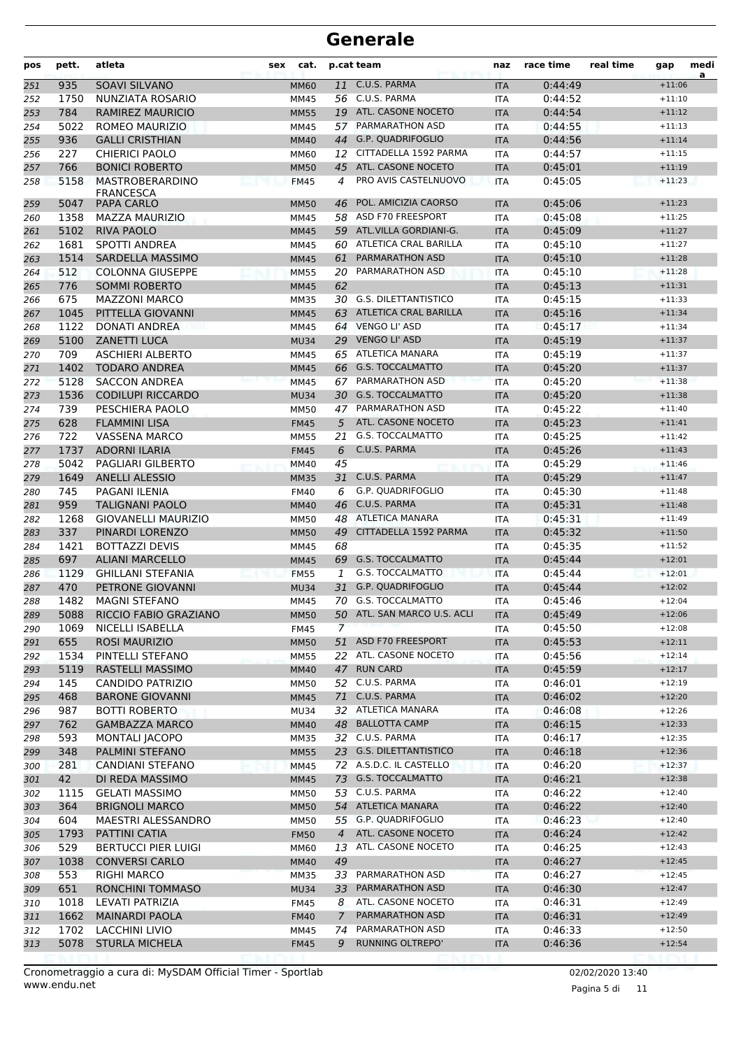# Generale

| pos | pett. | atleta | sex | cat. | p.cat | team | naz | race time | real time | gap | media |
|---|---|---|---|---|---|---|---|---|---|---|---|
| 251 | 935 | SOAVI SILVANO | | MM60 | 11 | C.U.S. PARMA | ITA | 0:44:49 | | +11:06 | |
| 252 | 1750 | NUNZIATA ROSARIO | | MM45 | 56 | C.U.S. PARMA | ITA | 0:44:52 | | +11:10 | |
| 253 | 784 | RAMIREZ MAURICIO | | MM55 | 19 | ATL. CASONE NOCETO | ITA | 0:44:54 | | +11:12 | |
| 254 | 5022 | ROMEO MAURIZIO | | MM45 | 57 | PARMARATHON ASD | ITA | 0:44:55 | | +11:13 | |
| 255 | 936 | GALLI CRISTHIAN | | MM40 | 44 | G.P. QUADRIFOGLIO | ITA | 0:44:56 | | +11:14 | |
| 256 | 227 | CHIERICI PAOLO | | MM60 | 12 | CITTADELLA 1592 PARMA | ITA | 0:44:57 | | +11:15 | |
| 257 | 766 | BONICI ROBERTO | | MM50 | 45 | ATL. CASONE NOCETO | ITA | 0:45:01 | | +11:19 | |
| 258 | 5158 | MASTROBERARDINO FRANCESCA | | FM45 | 4 | PRO AVIS CASTELNUOVO | ITA | 0:45:05 | | +11:23 | |
| 259 | 5047 | PAPA CARLO | | MM50 | 46 | POL. AMICIZIA CAORSO | ITA | 0:45:06 | | +11:23 | |
| 260 | 1358 | MAZZA MAURIZIO | | MM45 | 58 | ASD F70 FREESPORT | ITA | 0:45:08 | | +11:25 | |
| 261 | 5102 | RIVA PAOLO | | MM45 | 59 | ATL.VILLA GORDIANI-G. | ITA | 0:45:09 | | +11:27 | |
| 262 | 1681 | SPOTTI ANDREA | | MM45 | 60 | ATLETICA CRAL BARILLA | ITA | 0:45:10 | | +11:27 | |
| 263 | 1514 | SARDELLA MASSIMO | | MM45 | 61 | PARMARATHON ASD | ITA | 0:45:10 | | +11:28 | |
| 264 | 512 | COLONNA GIUSEPPE | | MM55 | 20 | PARMARATHON ASD | ITA | 0:45:10 | | +11:28 | |
| 265 | 776 | SOMMI ROBERTO | | MM45 | 62 | | ITA | 0:45:13 | | +11:31 | |
| 266 | 675 | MAZZONI MARCO | | MM35 | 30 | G.S. DILETTANTISTICO | ITA | 0:45:15 | | +11:33 | |
| 267 | 1045 | PITTELLA GIOVANNI | | MM45 | 63 | ATLETICA CRAL BARILLA | ITA | 0:45:16 | | +11:34 | |
| 268 | 1122 | DONATI ANDREA | | MM45 | 64 | VENGO LI' ASD | ITA | 0:45:17 | | +11:34 | |
| 269 | 5100 | ZANETTI LUCA | | MU34 | 29 | VENGO LI' ASD | ITA | 0:45:19 | | +11:37 | |
| 270 | 709 | ASCHIERI ALBERTO | | MM45 | 65 | ATLETICA MANARA | ITA | 0:45:19 | | +11:37 | |
| 271 | 1402 | TODARO ANDREA | | MM45 | 66 | G.S. TOCCALMATTO | ITA | 0:45:20 | | +11:37 | |
| 272 | 5128 | SACCON ANDREA | | MM45 | 67 | PARMARATHON ASD | ITA | 0:45:20 | | +11:38 | |
| 273 | 1536 | CODILUPI RICCARDO | | MU34 | 30 | G.S. TOCCALMATTO | ITA | 0:45:20 | | +11:38 | |
| 274 | 739 | PESCHIERA PAOLO | | MM50 | 47 | PARMARATHON ASD | ITA | 0:45:22 | | +11:40 | |
| 275 | 628 | FLAMMINI LISA | | FM45 | 5 | ATL. CASONE NOCETO | ITA | 0:45:23 | | +11:41 | |
| 276 | 722 | VASSENA MARCO | | MM55 | 21 | G.S. TOCCALMATTO | ITA | 0:45:25 | | +11:42 | |
| 277 | 1737 | ADORNI ILARIA | | FM45 | 6 | C.U.S. PARMA | ITA | 0:45:26 | | +11:43 | |
| 278 | 5042 | PAGLIARI GILBERTO | | MM40 | 45 | | ITA | 0:45:29 | | +11:46 | |
| 279 | 1649 | ANELLI ALESSIO | | MM35 | 31 | C.U.S. PARMA | ITA | 0:45:29 | | +11:47 | |
| 280 | 745 | PAGANI ILENIA | | FM40 | 6 | G.P. QUADRIFOGLIO | ITA | 0:45:30 | | +11:48 | |
| 281 | 959 | TALIGNANI PAOLO | | MM40 | 46 | C.U.S. PARMA | ITA | 0:45:31 | | +11:48 | |
| 282 | 1268 | GIOVANELLI MAURIZIO | | MM50 | 48 | ATLETICA MANARA | ITA | 0:45:31 | | +11:49 | |
| 283 | 337 | PINARDI LORENZO | | MM50 | 49 | CITTADELLA 1592 PARMA | ITA | 0:45:32 | | +11:50 | |
| 284 | 1421 | BOTTAZZI DEVIS | | MM45 | 68 | | ITA | 0:45:35 | | +11:52 | |
| 285 | 697 | ALIANI MARCELLO | | MM45 | 69 | G.S. TOCCALMATTO | ITA | 0:45:44 | | +12:01 | |
| 286 | 1129 | GHILLANI STEFANIA | | FM55 | 1 | G.S. TOCCALMATTO | ITA | 0:45:44 | | +12:01 | |
| 287 | 470 | PETRONE GIOVANNI | | MU34 | 31 | G.P. QUADRIFOGLIO | ITA | 0:45:44 | | +12:02 | |
| 288 | 1482 | MAGNI STEFANO | | MM45 | 70 | G.S. TOCCALMATTO | ITA | 0:45:46 | | +12:04 | |
| 289 | 5088 | RICCIO FABIO GRAZIANO | | MM50 | 50 | ATL. SAN MARCO U.S. ACLI | ITA | 0:45:49 | | +12:06 | |
| 290 | 1069 | NICELLI ISABELLA | | FM45 | 7 | | ITA | 0:45:50 | | +12:08 | |
| 291 | 655 | ROSI MAURIZIO | | MM50 | 51 | ASD F70 FREESPORT | ITA | 0:45:53 | | +12:11 | |
| 292 | 1534 | PINTELLI STEFANO | | MM55 | 22 | ATL. CASONE NOCETO | ITA | 0:45:56 | | +12:14 | |
| 293 | 5119 | RASTELLI MASSIMO | | MM40 | 47 | RUN CARD | ITA | 0:45:59 | | +12:17 | |
| 294 | 145 | CANDIDO PATRIZIO | | MM50 | 52 | C.U.S. PARMA | ITA | 0:46:01 | | +12:19 | |
| 295 | 468 | BARONE GIOVANNI | | MM45 | 71 | C.U.S. PARMA | ITA | 0:46:02 | | +12:20 | |
| 296 | 987 | BOTTI ROBERTO | | MU34 | 32 | ATLETICA MANARA | ITA | 0:46:08 | | +12:26 | |
| 297 | 762 | GAMBAZZA MARCO | | MM40 | 48 | BALLOTTA CAMP | ITA | 0:46:15 | | +12:33 | |
| 298 | 593 | MONTALI JACOPO | | MM35 | 32 | C.U.S. PARMA | ITA | 0:46:17 | | +12:35 | |
| 299 | 348 | PALMINI STEFANO | | MM55 | 23 | G.S. DILETTANTISTICO | ITA | 0:46:18 | | +12:36 | |
| 300 | 281 | CANDIANI STEFANO | | MM45 | 72 | A.S.D.C. IL CASTELLO | ITA | 0:46:20 | | +12:37 | |
| 301 | 42 | DI REDA MASSIMO | | MM45 | 73 | G.S. TOCCALMATTO | ITA | 0:46:21 | | +12:38 | |
| 302 | 1115 | GELATI MASSIMO | | MM50 | 53 | C.U.S. PARMA | ITA | 0:46:22 | | +12:40 | |
| 303 | 364 | BRIGNOLI MARCO | | MM50 | 54 | ATLETICA MANARA | ITA | 0:46:22 | | +12:40 | |
| 304 | 604 | MAESTRI ALESSANDRO | | MM50 | 55 | G.P. QUADRIFOGLIO | ITA | 0:46:23 | | +12:40 | |
| 305 | 1793 | PATTINI CATIA | | FM50 | 4 | ATL. CASONE NOCETO | ITA | 0:46:24 | | +12:42 | |
| 306 | 529 | BERTUCCI PIER LUIGI | | MM60 | 13 | ATL. CASONE NOCETO | ITA | 0:46:25 | | +12:43 | |
| 307 | 1038 | CONVERSI CARLO | | MM40 | 49 | | ITA | 0:46:27 | | +12:45 | |
| 308 | 553 | RIGHI MARCO | | MM35 | 33 | PARMARATHON ASD | ITA | 0:46:27 | | +12:45 | |
| 309 | 651 | RONCHINI TOMMASO | | MU34 | 33 | PARMARATHON ASD | ITA | 0:46:30 | | +12:47 | |
| 310 | 1018 | LEVATI PATRIZIA | | FM45 | 8 | ATL. CASONE NOCETO | ITA | 0:46:31 | | +12:49 | |
| 311 | 1662 | MAINARDI PAOLA | | FM40 | 7 | PARMARATHON ASD | ITA | 0:46:31 | | +12:49 | |
| 312 | 1702 | LACCHINI LIVIO | | MM45 | 74 | PARMARATHON ASD | ITA | 0:46:33 | | +12:50 | |
| 313 | 5078 | STURLA MICHELA | | FM45 | 9 | RUNNING OLTREPO' | ITA | 0:46:36 | | +12:54 | |

Cronometraggio a cura di: MySDAM Official Timer - Sportlab
www.endu.net

02/02/2020 13:40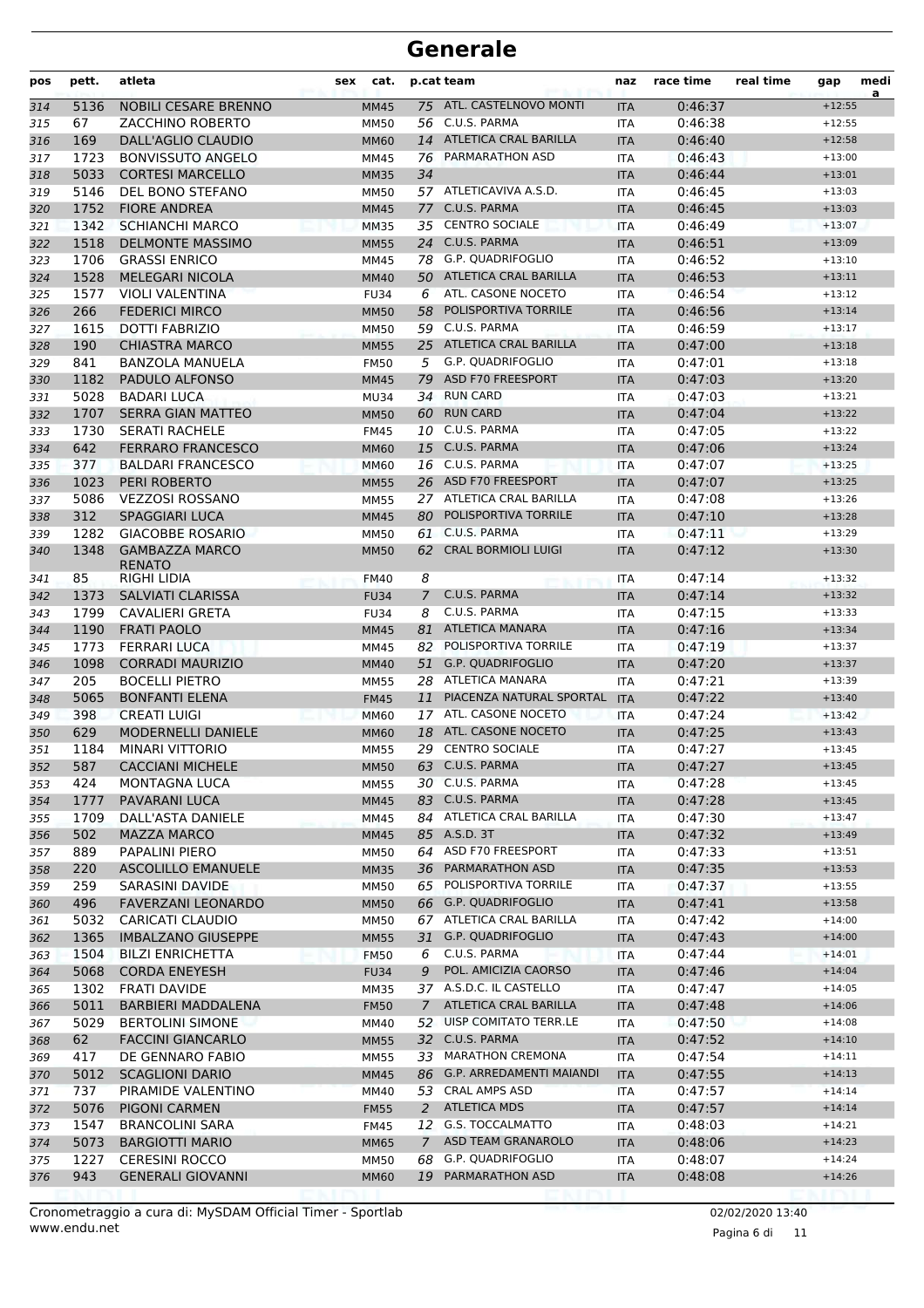# Generale

| pos | pett. | atleta | sex | cat. | p.cat | team | naz | race time | real time | gap | media |
|---|---|---|---|---|---|---|---|---|---|---|---|
| 314 | 5136 | NOBILI CESARE BRENNO | | MM45 | 75 | ATL. CASTELNOVO MONTI | ITA | 0:46:37 | | +12:55 | |
| 315 | 67 | ZACCHINO ROBERTO | | MM50 | 56 | C.U.S. PARMA | ITA | 0:46:38 | | +12:55 | |
| 316 | 169 | DALL'AGLIO CLAUDIO | | MM60 | 14 | ATLETICA CRAL BARILLA | ITA | 0:46:40 | | +12:58 | |
| 317 | 1723 | BONVISSUTO ANGELO | | MM45 | 76 | PARMARATHON ASD | ITA | 0:46:43 | | +13:00 | |
| 318 | 5033 | CORTESI MARCELLO | | MM35 | 34 | | ITA | 0:46:44 | | +13:01 | |
| 319 | 5146 | DEL BONO STEFANO | | MM50 | 57 | ATLETICAVIVA A.S.D. | ITA | 0:46:45 | | +13:03 | |
| 320 | 1752 | FIORE ANDREA | | MM45 | 77 | C.U.S. PARMA | ITA | 0:46:45 | | +13:03 | |
| 321 | 1342 | SCHIANCHI MARCO | | MM35 | 35 | CENTRO SOCIALE | ITA | 0:46:49 | | +13:07 | |
| 322 | 1518 | DELMONTE MASSIMO | | MM55 | 24 | C.U.S. PARMA | ITA | 0:46:51 | | +13:09 | |
| 323 | 1706 | GRASSI ENRICO | | MM45 | 78 | G.P. QUADRIFOGLIO | ITA | 0:46:52 | | +13:10 | |
| 324 | 1528 | MELEGARI NICOLA | | MM40 | 50 | ATLETICA CRAL BARILLA | ITA | 0:46:53 | | +13:11 | |
| 325 | 1577 | VIOLI VALENTINA | | FU34 | 6 | ATL. CASONE NOCETO | ITA | 0:46:54 | | +13:12 | |
| 326 | 266 | FEDERICI MIRCO | | MM50 | 58 | POLISPORTIVA TORRILE | ITA | 0:46:56 | | +13:14 | |
| 327 | 1615 | DOTTI FABRIZIO | | MM50 | 59 | C.U.S. PARMA | ITA | 0:46:59 | | +13:17 | |
| 328 | 190 | CHIASTRA MARCO | | MM55 | 25 | ATLETICA CRAL BARILLA | ITA | 0:47:00 | | +13:18 | |
| 329 | 841 | BANZOLA MANUELA | | FM50 | 5 | G.P. QUADRIFOGLIO | ITA | 0:47:01 | | +13:18 | |
| 330 | 1182 | PADULO ALFONSO | | MM45 | 79 | ASD F70 FREESPORT | ITA | 0:47:03 | | +13:20 | |
| 331 | 5028 | BADARI LUCA | | MU34 | 34 | RUN CARD | ITA | 0:47:03 | | +13:21 | |
| 332 | 1707 | SERRA GIAN MATTEO | | MM50 | 60 | RUN CARD | ITA | 0:47:04 | | +13:22 | |
| 333 | 1730 | SERATI RACHELE | | FM45 | 10 | C.U.S. PARMA | ITA | 0:47:05 | | +13:22 | |
| 334 | 642 | FERRARO FRANCESCO | | MM60 | 15 | C.U.S. PARMA | ITA | 0:47:06 | | +13:24 | |
| 335 | 377 | BALDARI FRANCESCO | | MM60 | 16 | C.U.S. PARMA | ITA | 0:47:07 | | +13:25 | |
| 336 | 1023 | PERI ROBERTO | | MM55 | 26 | ASD F70 FREESPORT | ITA | 0:47:07 | | +13:25 | |
| 337 | 5086 | VEZZOSI ROSSANO | | MM55 | 27 | ATLETICA CRAL BARILLA | ITA | 0:47:08 | | +13:26 | |
| 338 | 312 | SPAGGIARI LUCA | | MM45 | 80 | POLISPORTIVA TORRILE | ITA | 0:47:10 | | +13:28 | |
| 339 | 1282 | GIACOBBE ROSARIO | | MM50 | 61 | C.U.S. PARMA | ITA | 0:47:11 | | +13:29 | |
| 340 | 1348 | GAMBAZZA MARCO RENATO | | MM50 | 62 | CRAL BORMIOLI LUIGI | ITA | 0:47:12 | | +13:30 | |
| 341 | 85 | RIGHI LIDIA | | FM40 | 8 | | ITA | 0:47:14 | | +13:32 | |
| 342 | 1373 | SALVIATI CLARISSA | | FU34 | 7 | C.U.S. PARMA | ITA | 0:47:14 | | +13:32 | |
| 343 | 1799 | CAVALIERI GRETA | | FU34 | 8 | C.U.S. PARMA | ITA | 0:47:15 | | +13:33 | |
| 344 | 1190 | FRATI PAOLO | | MM45 | 81 | ATLETICA MANARA | ITA | 0:47:16 | | +13:34 | |
| 345 | 1773 | FERRARI LUCA | | MM45 | 82 | POLISPORTIVA TORRILE | ITA | 0:47:19 | | +13:37 | |
| 346 | 1098 | CORRADI MAURIZIO | | MM40 | 51 | G.P. QUADRIFOGLIO | ITA | 0:47:20 | | +13:37 | |
| 347 | 205 | BOCELLI PIETRO | | MM55 | 28 | ATLETICA MANARA | ITA | 0:47:21 | | +13:39 | |
| 348 | 5065 | BONFANTI ELENA | | FM45 | 11 | PIACENZA NATURAL SPORTAL | ITA | 0:47:22 | | +13:40 | |
| 349 | 398 | CREATI LUIGI | | MM60 | 17 | ATL. CASONE NOCETO | ITA | 0:47:24 | | +13:42 | |
| 350 | 629 | MODERNELLI DANIELE | | MM60 | 18 | ATL. CASONE NOCETO | ITA | 0:47:25 | | +13:43 | |
| 351 | 1184 | MINARI VITTORIO | | MM55 | 29 | CENTRO SOCIALE | ITA | 0:47:27 | | +13:45 | |
| 352 | 587 | CACCIANI MICHELE | | MM50 | 63 | C.U.S. PARMA | ITA | 0:47:27 | | +13:45 | |
| 353 | 424 | MONTAGNA LUCA | | MM55 | 30 | C.U.S. PARMA | ITA | 0:47:28 | | +13:45 | |
| 354 | 1777 | PAVARANI LUCA | | MM45 | 83 | C.U.S. PARMA | ITA | 0:47:28 | | +13:45 | |
| 355 | 1709 | DALL'ASTA DANIELE | | MM45 | 84 | ATLETICA CRAL BARILLA | ITA | 0:47:30 | | +13:47 | |
| 356 | 502 | MAZZA MARCO | | MM45 | 85 | A.S.D. 3T | ITA | 0:47:32 | | +13:49 | |
| 357 | 889 | PAPALINI PIERO | | MM50 | 64 | ASD F70 FREESPORT | ITA | 0:47:33 | | +13:51 | |
| 358 | 220 | ASCOLILLO EMANUELE | | MM35 | 36 | PARMARATHON ASD | ITA | 0:47:35 | | +13:53 | |
| 359 | 259 | SARASINI DAVIDE | | MM50 | 65 | POLISPORTIVA TORRILE | ITA | 0:47:37 | | +13:55 | |
| 360 | 496 | FAVERZANI LEONARDO | | MM50 | 66 | G.P. QUADRIFOGLIO | ITA | 0:47:41 | | +13:58 | |
| 361 | 5032 | CARICATI CLAUDIO | | MM50 | 67 | ATLETICA CRAL BARILLA | ITA | 0:47:42 | | +14:00 | |
| 362 | 1365 | IMBALZANO GIUSEPPE | | MM55 | 31 | G.P. QUADRIFOGLIO | ITA | 0:47:43 | | +14:00 | |
| 363 | 1504 | BILZI ENRICHETTA | | FM50 | 6 | C.U.S. PARMA | ITA | 0:47:44 | | +14:01 | |
| 364 | 5068 | CORDA ENEYESH | | FU34 | 9 | POL. AMICIZIA CAORSO | ITA | 0:47:46 | | +14:04 | |
| 365 | 1302 | FRATI DAVIDE | | MM35 | 37 | A.S.D.C. IL CASTELLO | ITA | 0:47:47 | | +14:05 | |
| 366 | 5011 | BARBIERI MADDALENA | | FM50 | 7 | ATLETICA CRAL BARILLA | ITA | 0:47:48 | | +14:06 | |
| 367 | 5029 | BERTOLINI SIMONE | | MM40 | 52 | UISP COMITATO TERR.LE | ITA | 0:47:50 | | +14:08 | |
| 368 | 62 | FACCINI GIANCARLO | | MM55 | 32 | C.U.S. PARMA | ITA | 0:47:52 | | +14:10 | |
| 369 | 417 | DE GENNARO FABIO | | MM55 | 33 | MARATHON CREMONA | ITA | 0:47:54 | | +14:11 | |
| 370 | 5012 | SCAGLIONI DARIO | | MM45 | 86 | G.P. ARREDAMENTI MAIANDI | ITA | 0:47:55 | | +14:13 | |
| 371 | 737 | PIRAMIDE VALENTINO | | MM40 | 53 | CRAL AMPS ASD | ITA | 0:47:57 | | +14:14 | |
| 372 | 5076 | PIGONI CARMEN | | FM55 | 2 | ATLETICA MDS | ITA | 0:47:57 | | +14:14 | |
| 373 | 1547 | BRANCOLINI SARA | | FM45 | 12 | G.S. TOCCALMATTO | ITA | 0:48:03 | | +14:21 | |
| 374 | 5073 | BARGIOTTI MARIO | | MM65 | 7 | ASD TEAM GRANAROLO | ITA | 0:48:06 | | +14:23 | |
| 375 | 1227 | CERESINI ROCCO | | MM50 | 68 | G.P. QUADRIFOGLIO | ITA | 0:48:07 | | +14:24 | |
| 376 | 943 | GENERALI GIOVANNI | | MM60 | 19 | PARMARATHON ASD | ITA | 0:48:08 | | +14:26 | |

Cronometraggio a cura di: MySDAM Official Timer - Sportlab
www.endu.net

02/02/2020 13:40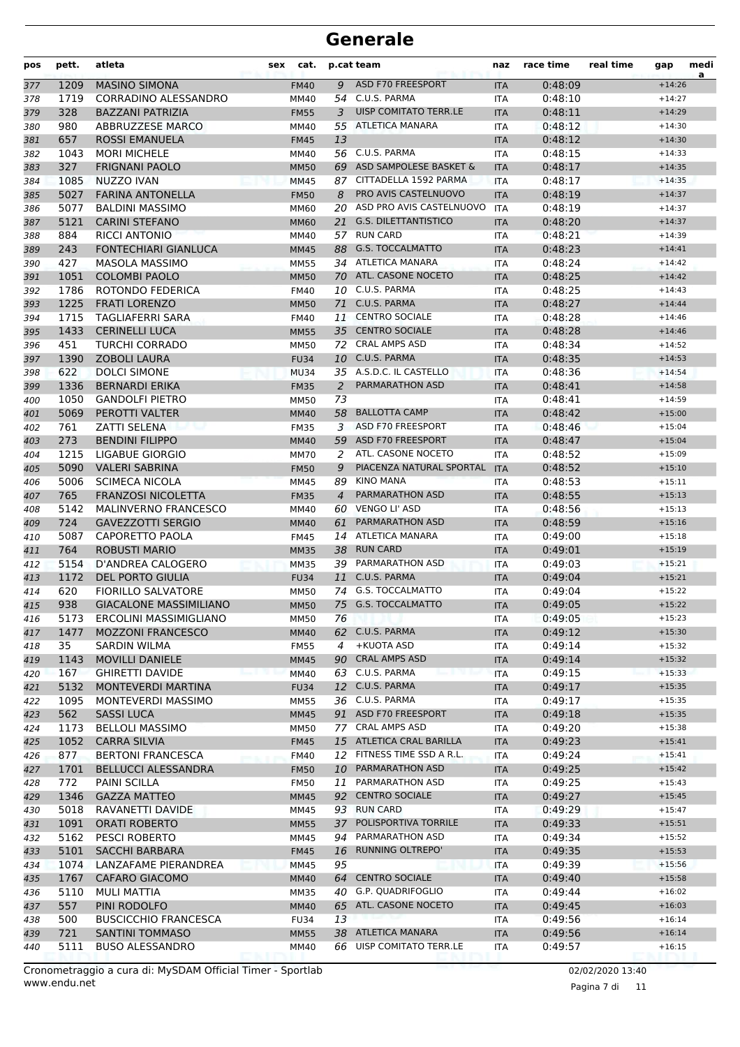# Generale

| pos | pett. | atleta | sex | cat. | p.cat | team | naz | race time | real time | gap | media |
|---|---|---|---|---|---|---|---|---|---|---|---|
| 377 | 1209 | MASINO SIMONA | | FM40 | 9 | ASD F70 FREESPORT | ITA | 0:48:09 | | +14:26 | |
| 378 | 1719 | CORRADINO ALESSANDRO | | MM40 | 54 | C.U.S. PARMA | ITA | 0:48:10 | | +14:27 | |
| 379 | 328 | BAZZANI PATRIZIA | | FM55 | 3 | UISP COMITATO TERR.LE | ITA | 0:48:11 | | +14:29 | |
| 380 | 980 | ABBRUZZESE MARCO | | MM40 | 55 | ATLETICA MANARA | ITA | 0:48:12 | | +14:30 | |
| 381 | 657 | ROSSI EMANUELA | | FM45 | 13 | | ITA | 0:48:12 | | +14:30 | |
| 382 | 1043 | MORI MICHELE | | MM40 | 56 | C.U.S. PARMA | ITA | 0:48:15 | | +14:33 | |
| 383 | 327 | FRIGNANI PAOLO | | MM50 | 69 | ASD SAMPOLESE BASKET & | ITA | 0:48:17 | | +14:35 | |
| 384 | 1085 | NUZZO IVAN | | MM45 | 87 | CITTADELLA 1592 PARMA | ITA | 0:48:17 | | +14:35 | |
| 385 | 5027 | FARINA ANTONELLA | | FM50 | 8 | PRO AVIS CASTELNUOVO | ITA | 0:48:19 | | +14:37 | |
| 386 | 5077 | BALDINI MASSIMO | | MM60 | 20 | ASD PRO AVIS CASTELNUOVO | ITA | 0:48:19 | | +14:37 | |
| 387 | 5121 | CARINI STEFANO | | MM60 | 21 | G.S. DILETTANTISTICO | ITA | 0:48:20 | | +14:37 | |
| 388 | 884 | RICCI ANTONIO | | MM40 | 57 | RUN CARD | ITA | 0:48:21 | | +14:39 | |
| 389 | 243 | FONTECHIARI GIANLUCA | | MM45 | 88 | G.S. TOCCALMATTO | ITA | 0:48:23 | | +14:41 | |
| 390 | 427 | MASOLA MASSIMO | | MM55 | 34 | ATLETICA MANARA | ITA | 0:48:24 | | +14:42 | |
| 391 | 1051 | COLOMBI PAOLO | | MM50 | 70 | ATL. CASONE NOCETO | ITA | 0:48:25 | | +14:42 | |
| 392 | 1786 | ROTONDO FEDERICA | | FM40 | 10 | C.U.S. PARMA | ITA | 0:48:25 | | +14:43 | |
| 393 | 1225 | FRATI LORENZO | | MM50 | 71 | C.U.S. PARMA | ITA | 0:48:27 | | +14:44 | |
| 394 | 1715 | TAGLIAFERRI SARA | | FM40 | 11 | CENTRO SOCIALE | ITA | 0:48:28 | | +14:46 | |
| 395 | 1433 | CERINELLI LUCA | | MM55 | 35 | CENTRO SOCIALE | ITA | 0:48:28 | | +14:46 | |
| 396 | 451 | TURCHI CORRADO | | MM50 | 72 | CRAL AMPS ASD | ITA | 0:48:34 | | +14:52 | |
| 397 | 1390 | ZOBOLI LAURA | | FU34 | 10 | C.U.S. PARMA | ITA | 0:48:35 | | +14:53 | |
| 398 | 622 | DOLCI SIMONE | | MU34 | 35 | A.S.D.C. IL CASTELLO | ITA | 0:48:36 | | +14:54 | |
| 399 | 1336 | BERNARDI ERIKA | | FM35 | 2 | PARMARATHON ASD | ITA | 0:48:41 | | +14:58 | |
| 400 | 1050 | GANDOLFI PIETRO | | MM50 | 73 | | ITA | 0:48:41 | | +14:59 | |
| 401 | 5069 | PEROTTI VALTER | | MM40 | 58 | BALLOTTA CAMP | ITA | 0:48:42 | | +15:00 | |
| 402 | 761 | ZATTI SELENA | | FM35 | 3 | ASD F70 FREESPORT | ITA | 0:48:46 | | +15:04 | |
| 403 | 273 | BENDINI FILIPPO | | MM40 | 59 | ASD F70 FREESPORT | ITA | 0:48:47 | | +15:04 | |
| 404 | 1215 | LIGABUE GIORGIO | | MM70 | 2 | ATL. CASONE NOCETO | ITA | 0:48:52 | | +15:09 | |
| 405 | 5090 | VALERI SABRINA | | FM50 | 9 | PIACENZA NATURAL SPORTAL | ITA | 0:48:52 | | +15:10 | |
| 406 | 5006 | SCIMECA NICOLA | | MM45 | 89 | KINO MANA | ITA | 0:48:53 | | +15:11 | |
| 407 | 765 | FRANZOSI NICOLETTA | | FM35 | 4 | PARMARATHON ASD | ITA | 0:48:55 | | +15:13 | |
| 408 | 5142 | MALINVERNO FRANCESCO | | MM40 | 60 | VENGO LI' ASD | ITA | 0:48:56 | | +15:13 | |
| 409 | 724 | GAVEZZOTTI SERGIO | | MM40 | 61 | PARMARATHON ASD | ITA | 0:48:59 | | +15:16 | |
| 410 | 5087 | CAPORETTO PAOLA | | FM45 | 14 | ATLETICA MANARA | ITA | 0:49:00 | | +15:18 | |
| 411 | 764 | ROBUSTI MARIO | | MM35 | 38 | RUN CARD | ITA | 0:49:01 | | +15:19 | |
| 412 | 5154 | D'ANDREA CALOGERO | | MM35 | 39 | PARMARATHON ASD | ITA | 0:49:03 | | +15:21 | |
| 413 | 1172 | DEL PORTO GIULIA | | FU34 | 11 | C.U.S. PARMA | ITA | 0:49:04 | | +15:21 | |
| 414 | 620 | FIORILLO SALVATORE | | MM50 | 74 | G.S. TOCCALMATTO | ITA | 0:49:04 | | +15:22 | |
| 415 | 938 | GIACALONE MASSIMILIANO | | MM50 | 75 | G.S. TOCCALMATTO | ITA | 0:49:05 | | +15:22 | |
| 416 | 5173 | ERCOLINI MASSIMIGLIANO | | MM50 | 76 | | ITA | 0:49:05 | | +15:23 | |
| 417 | 1477 | MOZZONI FRANCESCO | | MM40 | 62 | C.U.S. PARMA | ITA | 0:49:12 | | +15:30 | |
| 418 | 35 | SARDIN WILMA | | FM55 | 4 | +KUOTA ASD | ITA | 0:49:14 | | +15:32 | |
| 419 | 1143 | MOVILLI DANIELE | | MM45 | 90 | CRAL AMPS ASD | ITA | 0:49:14 | | +15:32 | |
| 420 | 167 | GHIRETTI DAVIDE | | MM40 | 63 | C.U.S. PARMA | ITA | 0:49:15 | | +15:33 | |
| 421 | 5132 | MONTEVERDI MARTINA | | FU34 | 12 | C.U.S. PARMA | ITA | 0:49:17 | | +15:35 | |
| 422 | 1095 | MONTEVERDI MASSIMO | | MM55 | 36 | C.U.S. PARMA | ITA | 0:49:17 | | +15:35 | |
| 423 | 562 | SASSI LUCA | | MM45 | 91 | ASD F70 FREESPORT | ITA | 0:49:18 | | +15:35 | |
| 424 | 1173 | BELLOLI MASSIMO | | MM50 | 77 | CRAL AMPS ASD | ITA | 0:49:20 | | +15:38 | |
| 425 | 1052 | CARRA SILVIA | | FM45 | 15 | ATLETICA CRAL BARILLA | ITA | 0:49:23 | | +15:41 | |
| 426 | 877 | BERTONI FRANCESCA | | FM40 | 12 | FITNESS TIME SSD A R.L. | ITA | 0:49:24 | | +15:41 | |
| 427 | 1701 | BELLUCCI ALESSANDRA | | FM50 | 10 | PARMARATHON ASD | ITA | 0:49:25 | | +15:42 | |
| 428 | 772 | PAINI SCILLA | | FM50 | 11 | PARMARATHON ASD | ITA | 0:49:25 | | +15:43 | |
| 429 | 1346 | GAZZA MATTEO | | MM45 | 92 | CENTRO SOCIALE | ITA | 0:49:27 | | +15:45 | |
| 430 | 5018 | RAVANETTI DAVIDE | | MM45 | 93 | RUN CARD | ITA | 0:49:29 | | +15:47 | |
| 431 | 1091 | ORATI ROBERTO | | MM55 | 37 | POLISPORTIVA TORRILE | ITA | 0:49:33 | | +15:51 | |
| 432 | 5162 | PESCI ROBERTO | | MM45 | 94 | PARMARATHON ASD | ITA | 0:49:34 | | +15:52 | |
| 433 | 5101 | SACCHI BARBARA | | FM45 | 16 | RUNNING OLTREPO' | ITA | 0:49:35 | | +15:53 | |
| 434 | 1074 | LANZAFAME PIERANDREA | | MM45 | 95 | | ITA | 0:49:39 | | +15:56 | |
| 435 | 1767 | CAFARO GIACOMO | | MM40 | 64 | CENTRO SOCIALE | ITA | 0:49:40 | | +15:58 | |
| 436 | 5110 | MULI MATTIA | | MM35 | 40 | G.P. QUADRIFOGLIO | ITA | 0:49:44 | | +16:02 | |
| 437 | 557 | PINI RODOLFO | | MM40 | 65 | ATL. CASONE NOCETO | ITA | 0:49:45 | | +16:03 | |
| 438 | 500 | BUSCICCHIO FRANCESCA | | FU34 | 13 | | ITA | 0:49:56 | | +16:14 | |
| 439 | 721 | SANTINI TOMMASO | | MM55 | 38 | ATLETICA MANARA | ITA | 0:49:56 | | +16:14 | |
| 440 | 5111 | BUSO ALESSANDRO | | MM40 | 66 | UISP COMITATO TERR.LE | ITA | 0:49:57 | | +16:15 | |

Cronometraggio a cura di: MySDAM Official Timer - Sportlab
www.endu.net

02/02/2020 13:40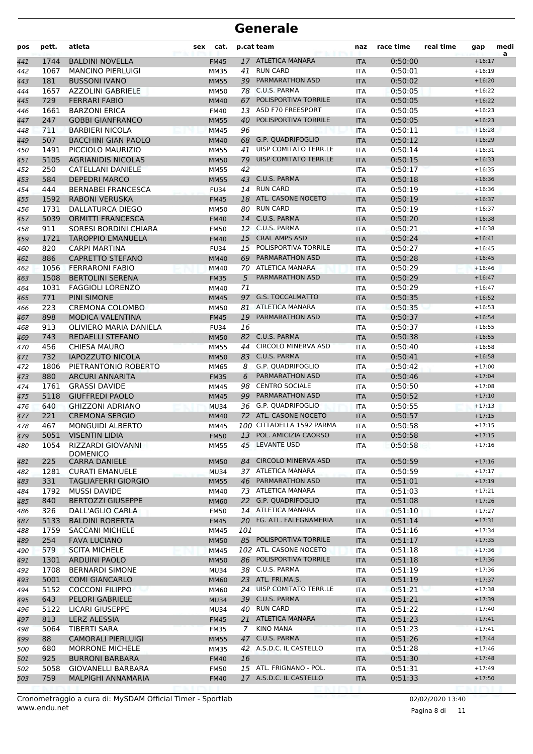# Generale

| pos | pett. | atleta | sex | cat. | p.cat | team | naz | race time | real time | gap | media |
|---|---|---|---|---|---|---|---|---|---|---|---|
| 441 | 1744 | BALDINI NOVELLA | | FM45 | 17 | ATLETICA MANARA | ITA | 0:50:00 | | +16:17 | |
| 442 | 1067 | MANCINO PIERLUIGI | | MM35 | 41 | RUN CARD | ITA | 0:50:01 | | +16:19 | |
| 443 | 181 | BUSSONI IVANO | | MM55 | 39 | PARMARATHON ASD | ITA | 0:50:02 | | +16:20 | |
| 444 | 1657 | AZZOLINI GABRIELE | | MM50 | 78 | C.U.S. PARMA | ITA | 0:50:05 | | +16:22 | |
| 445 | 729 | FERRARI FABIO | | MM40 | 67 | POLISPORTIVA TORRILE | ITA | 0:50:05 | | +16:22 | |
| 446 | 1661 | BARZONI ERICA | | FM40 | 13 | ASD F70 FREESPORT | ITA | 0:50:05 | | +16:23 | |
| 447 | 247 | GOBBI GIANFRANCO | | MM55 | 40 | POLISPORTIVA TORRILE | ITA | 0:50:05 | | +16:23 | |
| 448 | 711 | BARBIERI NICOLA | | MM45 | 96 | | ITA | 0:50:11 | | +16:28 | |
| 449 | 507 | BACCHINI GIAN PAOLO | | MM40 | 68 | G.P. QUADRIFOGLIO | ITA | 0:50:12 | | +16:29 | |
| 450 | 1491 | PICCIOLO MAURIZIO | | MM55 | 41 | UISP COMITATO TERR.LE | ITA | 0:50:14 | | +16:31 | |
| 451 | 5105 | AGRIANIDIS NICOLAS | | MM50 | 79 | UISP COMITATO TERR.LE | ITA | 0:50:15 | | +16:33 | |
| 452 | 250 | CATELLANI DANIELE | | MM55 | 42 | | ITA | 0:50:17 | | +16:35 | |
| 453 | 584 | DEPEDRI MARCO | | MM55 | 43 | C.U.S. PARMA | ITA | 0:50:18 | | +16:36 | |
| 454 | 444 | BERNABEI FRANCESCA | | FU34 | 14 | RUN CARD | ITA | 0:50:19 | | +16:36 | |
| 455 | 1592 | RABONI VERUSKA | | FM45 | 18 | ATL. CASONE NOCETO | ITA | 0:50:19 | | +16:37 | |
| 456 | 1731 | DALLATURCA DIEGO | | MM50 | 80 | RUN CARD | ITA | 0:50:19 | | +16:37 | |
| 457 | 5039 | ORMITTI FRANCESCA | | FM40 | 14 | C.U.S. PARMA | ITA | 0:50:20 | | +16:38 | |
| 458 | 911 | SORESI BORDINI CHIARA | | FM50 | 12 | C.U.S. PARMA | ITA | 0:50:21 | | +16:38 | |
| 459 | 1721 | TAROPPIO EMANUELA | | FM40 | 15 | CRAL AMPS ASD | ITA | 0:50:24 | | +16:41 | |
| 460 | 820 | CARPI MARTINA | | FU34 | 15 | POLISPORTIVA TORRILE | ITA | 0:50:27 | | +16:45 | |
| 461 | 886 | CAPRETTO STEFANO | | MM40 | 69 | PARMARATHON ASD | ITA | 0:50:28 | | +16:45 | |
| 462 | 1056 | FERRARONI FABIO | | MM40 | 70 | ATLETICA MANARA | ITA | 0:50:29 | | +16:46 | |
| 463 | 1508 | BERTOLINI SERENA | | FM35 | 5 | PARMARATHON ASD | ITA | 0:50:29 | | +16:47 | |
| 464 | 1031 | FAGGIOLI LORENZO | | MM40 | 71 | | ITA | 0:50:29 | | +16:47 | |
| 465 | 771 | PINI SIMONE | | MM45 | 97 | G.S. TOCCALMATTO | ITA | 0:50:35 | | +16:52 | |
| 466 | 223 | CREMONA COLOMBO | | MM50 | 81 | ATLETICA MANARA | ITA | 0:50:35 | | +16:53 | |
| 467 | 898 | MODICA VALENTINA | | FM45 | 19 | PARMARATHON ASD | ITA | 0:50:37 | | +16:54 | |
| 468 | 913 | OLIVIERO MARIA DANIELA | | FU34 | 16 | | ITA | 0:50:37 | | +16:55 | |
| 469 | 743 | REDAELLI STEFANO | | MM50 | 82 | C.U.S. PARMA | ITA | 0:50:38 | | +16:55 | |
| 470 | 456 | CHIESA MAURO | | MM55 | 44 | CIRCOLO MINERVA ASD | ITA | 0:50:40 | | +16:58 | |
| 471 | 732 | IAPOZZUTO NICOLA | | MM50 | 83 | C.U.S. PARMA | ITA | 0:50:41 | | +16:58 | |
| 472 | 1806 | PIETRANTONIO ROBERTO | | MM65 | 8 | G.P. QUADRIFOGLIO | ITA | 0:50:42 | | +17:00 | |
| 473 | 880 | ARCURI ANNARITA | | FM35 | 6 | PARMARATHON ASD | ITA | 0:50:46 | | +17:04 | |
| 474 | 1761 | GRASSI DAVIDE | | MM45 | 98 | CENTRO SOCIALE | ITA | 0:50:50 | | +17:08 | |
| 475 | 5118 | GIUFFREDI PAOLO | | MM45 | 99 | PARMARATHON ASD | ITA | 0:50:52 | | +17:10 | |
| 476 | 640 | GHIZZONI ADRIANO | | MU34 | 36 | G.P. QUADRIFOGLIO | ITA | 0:50:55 | | +17:13 | |
| 477 | 221 | CREMONA SERGIO | | MM40 | 72 | ATL. CASONE NOCETO | ITA | 0:50:57 | | +17:15 | |
| 478 | 467 | MONGUIDI ALBERTO | | MM45 | 100 | CITTADELLA 1592 PARMA | ITA | 0:50:58 | | +17:15 | |
| 479 | 5051 | VISENTIN LIDIA | | FM50 | 13 | POL. AMICIZIA CAORSO | ITA | 0:50:58 | | +17:15 | |
| 480 | 1054 | RIZZARDI GIOVANNI DOMENICO | | MM55 | 45 | LEVANTE USD | ITA | 0:50:58 | | +17:16 | |
| 481 | 225 | CARRA DANIELE | | MM50 | 84 | CIRCOLO MINERVA ASD | ITA | 0:50:59 | | +17:16 | |
| 482 | 1281 | CURATI EMANUELE | | MU34 | 37 | ATLETICA MANARA | ITA | 0:50:59 | | +17:17 | |
| 483 | 331 | TAGLIAFERRI GIORGIO | | MM55 | 46 | PARMARATHON ASD | ITA | 0:51:01 | | +17:19 | |
| 484 | 1792 | MUSSI DAVIDE | | MM40 | 73 | ATLETICA MANARA | ITA | 0:51:03 | | +17:21 | |
| 485 | 840 | BERTOZZI GIUSEPPE | | MM60 | 22 | G.P. QUADRIFOGLIO | ITA | 0:51:08 | | +17:26 | |
| 486 | 326 | DALL'AGLIO CARLA | | FM50 | 14 | ATLETICA MANARA | ITA | 0:51:10 | | +17:27 | |
| 487 | 5133 | BALDINI ROBERTA | | FM45 | 20 | FG. ATL. FALEGNAMERIA | ITA | 0:51:14 | | +17:31 | |
| 488 | 1759 | SACCANI MICHELE | | MM45 | 101 | | ITA | 0:51:16 | | +17:34 | |
| 489 | 254 | FAVA LUCIANO | | MM50 | 85 | POLISPORTIVA TORRILE | ITA | 0:51:17 | | +17:35 | |
| 490 | 579 | SCITA MICHELE | | MM45 | 102 | ATL. CASONE NOCETO | ITA | 0:51:18 | | +17:36 | |
| 491 | 1301 | ARDUINI PAOLO | | MM50 | 86 | POLISPORTIVA TORRILE | ITA | 0:51:18 | | +17:36 | |
| 492 | 1708 | BERNARDI SIMONE | | MU34 | 38 | C.U.S. PARMA | ITA | 0:51:19 | | +17:36 | |
| 493 | 5001 | COMI GIANCARLO | | MM60 | 23 | ATL. FRI.MA.S. | ITA | 0:51:19 | | +17:37 | |
| 494 | 5152 | COCCONI FILIPPO | | MM60 | 24 | UISP COMITATO TERR.LE | ITA | 0:51:21 | | +17:38 | |
| 495 | 643 | PELORI GABRIELE | | MU34 | 39 | C.U.S. PARMA | ITA | 0:51:21 | | +17:39 | |
| 496 | 5122 | LICARI GIUSEPPE | | MU34 | 40 | RUN CARD | ITA | 0:51:22 | | +17:40 | |
| 497 | 813 | LERZ ALESSIA | | FM45 | 21 | ATLETICA MANARA | ITA | 0:51:23 | | +17:41 | |
| 498 | 5064 | TIBERTI SARA | | FM35 | 7 | KINO MANA | ITA | 0:51:23 | | +17:41 | |
| 499 | 88 | CAMORALI PIERLUIGI | | MM55 | 47 | C.U.S. PARMA | ITA | 0:51:26 | | +17:44 | |
| 500 | 680 | MORRONE MICHELE | | MM35 | 42 | A.S.D.C. IL CASTELLO | ITA | 0:51:28 | | +17:46 | |
| 501 | 925 | BURRONI BARBARA | | FM40 | 16 | | ITA | 0:51:30 | | +17:48 | |
| 502 | 5058 | GIOVANELLI BARBARA | | FM50 | 15 | ATL. FRIGNANO - POL. | ITA | 0:51:31 | | +17:49 | |
| 503 | 759 | MALPIGHI ANNAMARIA | | FM40 | 17 | A.S.D.C. IL CASTELLO | ITA | 0:51:33 | | +17:50 | |

Cronometraggio a cura di: MySDAM Official Timer - Sportlab
www.endu.net

02/02/2020 13:40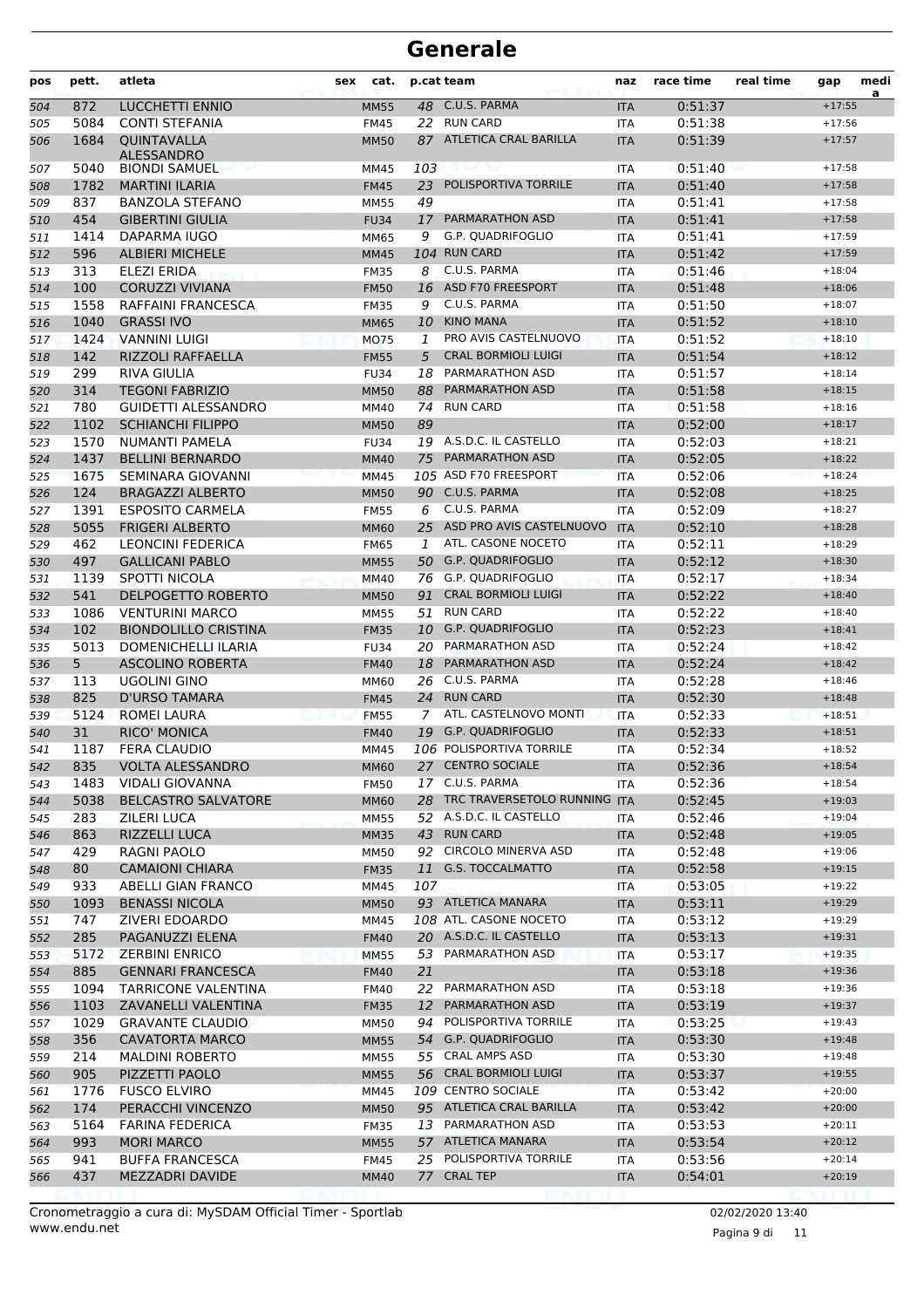# Generale

| pos | pett. | atleta | sex | cat. | p.cat | team | naz | race time | real time | gap | media |
|---|---|---|---|---|---|---|---|---|---|---|---|
| 504 | 872 | LUCCHETTI ENNIO | | MM55 | 48 | C.U.S. PARMA | ITA | 0:51:37 | | +17:55 | |
| 505 | 5084 | CONTI STEFANIA | | FM45 | 22 | RUN CARD | ITA | 0:51:38 | | +17:56 | |
| 506 | 1684 | QUINTAVALLA ALESSANDRO | | MM50 | 87 | ATLETICA CRAL BARILLA | ITA | 0:51:39 | | +17:57 | |
| 507 | 5040 | BIONDI SAMUEL | | MM45 | 103 | | ITA | 0:51:40 | | +17:58 | |
| 508 | 1782 | MARTINI ILARIA | | FM45 | 23 | POLISPORTIVA TORRILE | ITA | 0:51:40 | | +17:58 | |
| 509 | 837 | BANZOLA STEFANO | | MM55 | 49 | | ITA | 0:51:41 | | +17:58 | |
| 510 | 454 | GIBERTINI GIULIA | | FU34 | 17 | PARMARATHON ASD | ITA | 0:51:41 | | +17:58 | |
| 511 | 1414 | DAPARMA IUGO | | MM65 | 9 | G.P. QUADRIFOGLIO | ITA | 0:51:41 | | +17:59 | |
| 512 | 596 | ALBIERI MICHELE | | MM45 | 104 | RUN CARD | ITA | 0:51:42 | | +17:59 | |
| 513 | 313 | ELEZI ERIDA | | FM35 | 8 | C.U.S. PARMA | ITA | 0:51:46 | | +18:04 | |
| 514 | 100 | CORUZZI VIVIANA | | FM50 | 16 | ASD F70 FREESPORT | ITA | 0:51:48 | | +18:06 | |
| 515 | 1558 | RAFFAINI FRANCESCA | | FM35 | 9 | C.U.S. PARMA | ITA | 0:51:50 | | +18:07 | |
| 516 | 1040 | GRASSI IVO | | MM65 | 10 | KINO MANA | ITA | 0:51:52 | | +18:10 | |
| 517 | 1424 | VANNINI LUIGI | | MO75 | 1 | PRO AVIS CASTELNUOVO | ITA | 0:51:52 | | +18:10 | |
| 518 | 142 | RIZZOLI RAFFAELLA | | FM55 | 5 | CRAL BORMIOLI LUIGI | ITA | 0:51:54 | | +18:12 | |
| 519 | 299 | RIVA GIULIA | | FU34 | 18 | PARMARATHON ASD | ITA | 0:51:57 | | +18:14 | |
| 520 | 314 | TEGONI FABRIZIO | | MM50 | 88 | PARMARATHON ASD | ITA | 0:51:58 | | +18:15 | |
| 521 | 780 | GUIDETTI ALESSANDRO | | MM40 | 74 | RUN CARD | ITA | 0:51:58 | | +18:16 | |
| 522 | 1102 | SCHIANCHI FILIPPO | | MM50 | 89 | | ITA | 0:52:00 | | +18:17 | |
| 523 | 1570 | NUMANTI PAMELA | | FU34 | 19 | A.S.D.C. IL CASTELLO | ITA | 0:52:03 | | +18:21 | |
| 524 | 1437 | BELLINI BERNARDO | | MM40 | 75 | PARMARATHON ASD | ITA | 0:52:05 | | +18:22 | |
| 525 | 1675 | SEMINARA GIOVANNI | | MM45 | 105 | ASD F70 FREESPORT | ITA | 0:52:06 | | +18:24 | |
| 526 | 124 | BRAGAZZI ALBERTO | | MM50 | 90 | C.U.S. PARMA | ITA | 0:52:08 | | +18:25 | |
| 527 | 1391 | ESPOSITO CARMELA | | FM55 | 6 | C.U.S. PARMA | ITA | 0:52:09 | | +18:27 | |
| 528 | 5055 | FRIGERI ALBERTO | | MM60 | 25 | ASD PRO AVIS CASTELNUOVO | ITA | 0:52:10 | | +18:28 | |
| 529 | 462 | LEONCINI FEDERICA | | FM65 | 1 | ATL. CASONE NOCETO | ITA | 0:52:11 | | +18:29 | |
| 530 | 497 | GALLICANI PABLO | | MM55 | 50 | G.P. QUADRIFOGLIO | ITA | 0:52:12 | | +18:30 | |
| 531 | 1139 | SPOTTI NICOLA | | MM40 | 76 | G.P. QUADRIFOGLIO | ITA | 0:52:17 | | +18:34 | |
| 532 | 541 | DELPOGETTO ROBERTO | | MM50 | 91 | CRAL BORMIOLI LUIGI | ITA | 0:52:22 | | +18:40 | |
| 533 | 1086 | VENTURINI MARCO | | MM55 | 51 | RUN CARD | ITA | 0:52:22 | | +18:40 | |
| 534 | 102 | BIONDOLILLO CRISTINA | | FM35 | 10 | G.P. QUADRIFOGLIO | ITA | 0:52:23 | | +18:41 | |
| 535 | 5013 | DOMENICHELLI ILARIA | | FU34 | 20 | PARMARATHON ASD | ITA | 0:52:24 | | +18:42 | |
| 536 | 5 | ASCOLINO ROBERTA | | FM40 | 18 | PARMARATHON ASD | ITA | 0:52:24 | | +18:42 | |
| 537 | 113 | UGOLINI GINO | | MM60 | 26 | C.U.S. PARMA | ITA | 0:52:28 | | +18:46 | |
| 538 | 825 | D'URSO TAMARA | | FM45 | 24 | RUN CARD | ITA | 0:52:30 | | +18:48 | |
| 539 | 5124 | ROMEI LAURA | | FM55 | 7 | ATL. CASTELNOVO MONTI | ITA | 0:52:33 | | +18:51 | |
| 540 | 31 | RICO' MONICA | | FM40 | 19 | G.P. QUADRIFOGLIO | ITA | 0:52:33 | | +18:51 | |
| 541 | 1187 | FERA CLAUDIO | | MM45 | 106 | POLISPORTIVA TORRILE | ITA | 0:52:34 | | +18:52 | |
| 542 | 835 | VOLTA ALESSANDRO | | MM60 | 27 | CENTRO SOCIALE | ITA | 0:52:36 | | +18:54 | |
| 543 | 1483 | VIDALI GIOVANNA | | FM50 | 17 | C.U.S. PARMA | ITA | 0:52:36 | | +18:54 | |
| 544 | 5038 | BELCASTRO SALVATORE | | MM60 | 28 | TRC TRAVERSETOLO RUNNING | ITA | 0:52:45 | | +19:03 | |
| 545 | 283 | ZILERI LUCA | | MM55 | 52 | A.S.D.C. IL CASTELLO | ITA | 0:52:46 | | +19:04 | |
| 546 | 863 | RIZZELLI LUCA | | MM35 | 43 | RUN CARD | ITA | 0:52:48 | | +19:05 | |
| 547 | 429 | RAGNI PAOLO | | MM50 | 92 | CIRCOLO MINERVA ASD | ITA | 0:52:48 | | +19:06 | |
| 548 | 80 | CAMAIONI CHIARA | | FM35 | 11 | G.S. TOCCALMATTO | ITA | 0:52:58 | | +19:15 | |
| 549 | 933 | ABELLI GIAN FRANCO | | MM45 | 107 | | ITA | 0:53:05 | | +19:22 | |
| 550 | 1093 | BENASSI NICOLA | | MM50 | 93 | ATLETICA MANARA | ITA | 0:53:11 | | +19:29 | |
| 551 | 747 | ZIVERI EDOARDO | | MM45 | 108 | ATL. CASONE NOCETO | ITA | 0:53:12 | | +19:29 | |
| 552 | 285 | PAGANUZZI ELENA | | FM40 | 20 | A.S.D.C. IL CASTELLO | ITA | 0:53:13 | | +19:31 | |
| 553 | 5172 | ZERBINI ENRICO | | MM55 | 53 | PARMARATHON ASD | ITA | 0:53:17 | | +19:35 | |
| 554 | 885 | GENNARI FRANCESCA | | FM40 | 21 | | ITA | 0:53:18 | | +19:36 | |
| 555 | 1094 | TARRICONE VALENTINA | | FM40 | 22 | PARMARATHON ASD | ITA | 0:53:18 | | +19:36 | |
| 556 | 1103 | ZAVANELLI VALENTINA | | FM35 | 12 | PARMARATHON ASD | ITA | 0:53:19 | | +19:37 | |
| 557 | 1029 | GRAVANTE CLAUDIO | | MM50 | 94 | POLISPORTIVA TORRILE | ITA | 0:53:25 | | +19:43 | |
| 558 | 356 | CAVATORTA MARCO | | MM55 | 54 | G.P. QUADRIFOGLIO | ITA | 0:53:30 | | +19:48 | |
| 559 | 214 | MALDINI ROBERTO | | MM55 | 55 | CRAL AMPS ASD | ITA | 0:53:30 | | +19:48 | |
| 560 | 905 | PIZZETTI PAOLO | | MM55 | 56 | CRAL BORMIOLI LUIGI | ITA | 0:53:37 | | +19:55 | |
| 561 | 1776 | FUSCO ELVIRO | | MM45 | 109 | CENTRO SOCIALE | ITA | 0:53:42 | | +20:00 | |
| 562 | 174 | PERACCHI VINCENZO | | MM50 | 95 | ATLETICA CRAL BARILLA | ITA | 0:53:42 | | +20:00 | |
| 563 | 5164 | FARINA FEDERICA | | FM35 | 13 | PARMARATHON ASD | ITA | 0:53:53 | | +20:11 | |
| 564 | 993 | MORI MARCO | | MM55 | 57 | ATLETICA MANARA | ITA | 0:53:54 | | +20:12 | |
| 565 | 941 | BUFFA FRANCESCA | | FM45 | 25 | POLISPORTIVA TORRILE | ITA | 0:53:56 | | +20:14 | |
| 566 | 437 | MEZZADRI DAVIDE | | MM40 | 77 | CRAL TEP | ITA | 0:54:01 | | +20:19 | |

Cronometraggio a cura di: MySDAM Official Timer - Sportlab
www.endu.net

02/02/2020 13:40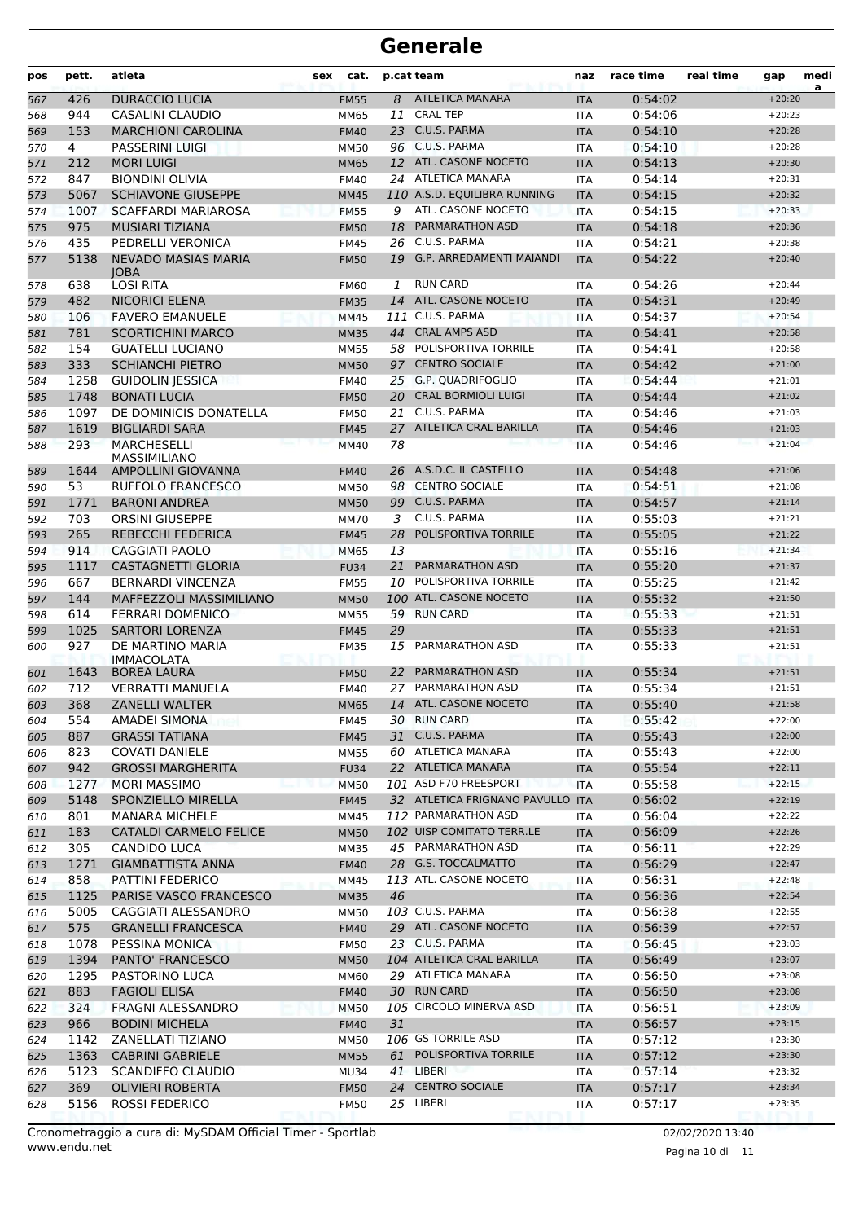# Generale

| pos | pett. | atleta | sex | cat. | p.cat | team | naz | race time | real time | gap | media |
|---|---|---|---|---|---|---|---|---|---|---|---|
| 567 | 426 | DURACCIO LUCIA | | FM55 | 8 | ATLETICA MANARA | ITA | 0:54:02 | | +20:20 | |
| 568 | 944 | CASALINI CLAUDIO | | MM65 | 11 | CRAL TEP | ITA | 0:54:06 | | +20:23 | |
| 569 | 153 | MARCHIONI CAROLINA | | FM40 | 23 | C.U.S. PARMA | ITA | 0:54:10 | | +20:28 | |
| 570 | 4 | PASSERINI LUIGI | | MM50 | 96 | C.U.S. PARMA | ITA | 0:54:10 | | +20:28 | |
| 571 | 212 | MORI LUIGI | | MM65 | 12 | ATL. CASONE NOCETO | ITA | 0:54:13 | | +20:30 | |
| 572 | 847 | BIONDINI OLIVIA | | FM40 | 24 | ATLETICA MANARA | ITA | 0:54:14 | | +20:31 | |
| 573 | 5067 | SCHIAVONE GIUSEPPE | | MM45 | 110 | A.S.D. EQUILIBRA RUNNING | ITA | 0:54:15 | | +20:32 | |
| 574 | 1007 | SCAFFARDI MARIAROSA | | FM55 | 9 | ATL. CASONE NOCETO | ITA | 0:54:15 | | +20:33 | |
| 575 | 975 | MUSIARI TIZIANA | | FM50 | 18 | PARMARATHON ASD | ITA | 0:54:18 | | +20:36 | |
| 576 | 435 | PEDRELLI VERONICA | | FM45 | 26 | C.U.S. PARMA | ITA | 0:54:21 | | +20:38 | |
| 577 | 5138 | NEVADO MASIAS MARIA JOBA | | FM50 | 19 | G.P. ARREDAMENTI MAIANDI | ITA | 0:54:22 | | +20:40 | |
| 578 | 638 | LOSI RITA | | FM60 | 1 | RUN CARD | ITA | 0:54:26 | | +20:44 | |
| 579 | 482 | NICORICI ELENA | | FM35 | 14 | ATL. CASONE NOCETO | ITA | 0:54:31 | | +20:49 | |
| 580 | 106 | FAVERO EMANUELE | | MM45 | 111 | C.U.S. PARMA | ITA | 0:54:37 | | +20:54 | |
| 581 | 781 | SCORTICHINI MARCO | | MM35 | 44 | CRAL AMPS ASD | ITA | 0:54:41 | | +20:58 | |
| 582 | 154 | GUATELLI LUCIANO | | MM55 | 58 | POLISPORTIVA TORRILE | ITA | 0:54:41 | | +20:58 | |
| 583 | 333 | SCHIANCHI PIETRO | | MM50 | 97 | CENTRO SOCIALE | ITA | 0:54:42 | | +21:00 | |
| 584 | 1258 | GUIDOLIN JESSICA | | FM40 | 25 | G.P. QUADRIFOGLIO | ITA | 0:54:44 | | +21:01 | |
| 585 | 1748 | BONATI LUCIA | | FM50 | 20 | CRAL BORMIOLI LUIGI | ITA | 0:54:44 | | +21:02 | |
| 586 | 1097 | DE DOMINICIS DONATELLA | | FM50 | 21 | C.U.S. PARMA | ITA | 0:54:46 | | +21:03 | |
| 587 | 1619 | BIGLIARDI SARA | | FM45 | 27 | ATLETICA CRAL BARILLA | ITA | 0:54:46 | | +21:03 | |
| 588 | 293 | MARCHESELLI MASSIMILIANO | | MM40 | 78 | | ITA | 0:54:46 | | +21:04 | |
| 589 | 1644 | AMPOLLINI GIOVANNA | | FM40 | 26 | A.S.D.C. IL CASTELLO | ITA | 0:54:48 | | +21:06 | |
| 590 | 53 | RUFFOLO FRANCESCO | | MM50 | 98 | CENTRO SOCIALE | ITA | 0:54:51 | | +21:08 | |
| 591 | 1771 | BARONI ANDREA | | MM50 | 99 | C.U.S. PARMA | ITA | 0:54:57 | | +21:14 | |
| 592 | 703 | ORSINI GIUSEPPE | | MM70 | 3 | C.U.S. PARMA | ITA | 0:55:03 | | +21:21 | |
| 593 | 265 | REBECCHI FEDERICA | | FM45 | 28 | POLISPORTIVA TORRILE | ITA | 0:55:05 | | +21:22 | |
| 594 | 914 | CAGGIATI PAOLO | | MM65 | 13 | | ITA | 0:55:16 | | +21:34 | |
| 595 | 1117 | CASTAGNETTI GLORIA | | FU34 | 21 | PARMARATHON ASD | ITA | 0:55:20 | | +21:37 | |
| 596 | 667 | BERNARDI VINCENZA | | FM55 | 10 | POLISPORTIVA TORRILE | ITA | 0:55:25 | | +21:42 | |
| 597 | 144 | MAFFEZZOLI MASSIMILIANO | | MM50 | 100 | ATL. CASONE NOCETO | ITA | 0:55:32 | | +21:50 | |
| 598 | 614 | FERRARI DOMENICO | | MM55 | 59 | RUN CARD | ITA | 0:55:33 | | +21:51 | |
| 599 | 1025 | SARTORI LORENZA | | FM45 | 29 | | ITA | 0:55:33 | | +21:51 | |
| 600 | 927 | DE MARTINO MARIA IMMACOLATA | | FM35 | 15 | PARMARATHON ASD | ITA | 0:55:33 | | +21:51 | |
| 601 | 1643 | BOREA LAURA | | FM50 | 22 | PARMARATHON ASD | ITA | 0:55:34 | | +21:51 | |
| 602 | 712 | VERRATTI MANUELA | | FM40 | 27 | PARMARATHON ASD | ITA | 0:55:34 | | +21:51 | |
| 603 | 368 | ZANELLI WALTER | | MM65 | 14 | ATL. CASONE NOCETO | ITA | 0:55:40 | | +21:58 | |
| 604 | 554 | AMADEI SIMONA | | FM45 | 30 | RUN CARD | ITA | 0:55:42 | | +22:00 | |
| 605 | 887 | GRASSI TATIANA | | FM45 | 31 | C.U.S. PARMA | ITA | 0:55:43 | | +22:00 | |
| 606 | 823 | COVATI DANIELE | | MM55 | 60 | ATLETICA MANARA | ITA | 0:55:43 | | +22:00 | |
| 607 | 942 | GROSSI MARGHERITA | | FU34 | 22 | ATLETICA MANARA | ITA | 0:55:54 | | +22:11 | |
| 608 | 1277 | MORI MASSIMO | | MM50 | 101 | ASD F70 FREESPORT | ITA | 0:55:58 | | +22:15 | |
| 609 | 5148 | SPONZIELLO MIRELLA | | FM45 | 32 | ATLETICA FRIGNANO PAVULLO | ITA | 0:56:02 | | +22:19 | |
| 610 | 801 | MANARA MICHELE | | MM45 | 112 | PARMARATHON ASD | ITA | 0:56:04 | | +22:22 | |
| 611 | 183 | CATALDI CARMELO FELICE | | MM50 | 102 | UISP COMITATO TERR.LE | ITA | 0:56:09 | | +22:26 | |
| 612 | 305 | CANDIDO LUCA | | MM35 | 45 | PARMARATHON ASD | ITA | 0:56:11 | | +22:29 | |
| 613 | 1271 | GIAMBATTISTA ANNA | | FM40 | 28 | G.S. TOCCALMATTO | ITA | 0:56:29 | | +22:47 | |
| 614 | 858 | PATTINI FEDERICO | | MM45 | 113 | ATL. CASONE NOCETO | ITA | 0:56:31 | | +22:48 | |
| 615 | 1125 | PARISE VASCO FRANCESCO | | MM35 | 46 | | ITA | 0:56:36 | | +22:54 | |
| 616 | 5005 | CAGGIATI ALESSANDRO | | MM50 | 103 | C.U.S. PARMA | ITA | 0:56:38 | | +22:55 | |
| 617 | 575 | GRANELLI FRANCESCA | | FM40 | 29 | ATL. CASONE NOCETO | ITA | 0:56:39 | | +22:57 | |
| 618 | 1078 | PESSINA MONICA | | FM50 | 23 | C.U.S. PARMA | ITA | 0:56:45 | | +23:03 | |
| 619 | 1394 | PANTO' FRANCESCO | | MM50 | 104 | ATLETICA CRAL BARILLA | ITA | 0:56:49 | | +23:07 | |
| 620 | 1295 | PASTORINO LUCA | | MM60 | 29 | ATLETICA MANARA | ITA | 0:56:50 | | +23:08 | |
| 621 | 883 | FAGIOLI ELISA | | FM40 | 30 | RUN CARD | ITA | 0:56:50 | | +23:08 | |
| 622 | 324 | FRAGNI ALESSANDRO | | MM50 | 105 | CIRCOLO MINERVA ASD | ITA | 0:56:51 | | +23:09 | |
| 623 | 966 | BODINI MICHELA | | FM40 | 31 | | ITA | 0:56:57 | | +23:15 | |
| 624 | 1142 | ZANELLATI TIZIANO | | MM50 | 106 | GS TORRILE ASD | ITA | 0:57:12 | | +23:30 | |
| 625 | 1363 | CABRINI GABRIELE | | MM55 | 61 | POLISPORTIVA TORRILE | ITA | 0:57:12 | | +23:30 | |
| 626 | 5123 | SCANDIFFO CLAUDIO | | MU34 | 41 | LIBERI | ITA | 0:57:14 | | +23:32 | |
| 627 | 369 | OLIVIERI ROBERTA | | FM50 | 24 | CENTRO SOCIALE | ITA | 0:57:17 | | +23:34 | |
| 628 | 5156 | ROSSI FEDERICO | | FM50 | 25 | LIBERI | ITA | 0:57:17 | | +23:35 | |

Cronometraggio a cura di: MySDAM Official Timer - Sportlab
www.endu.net

02/02/2020 13:40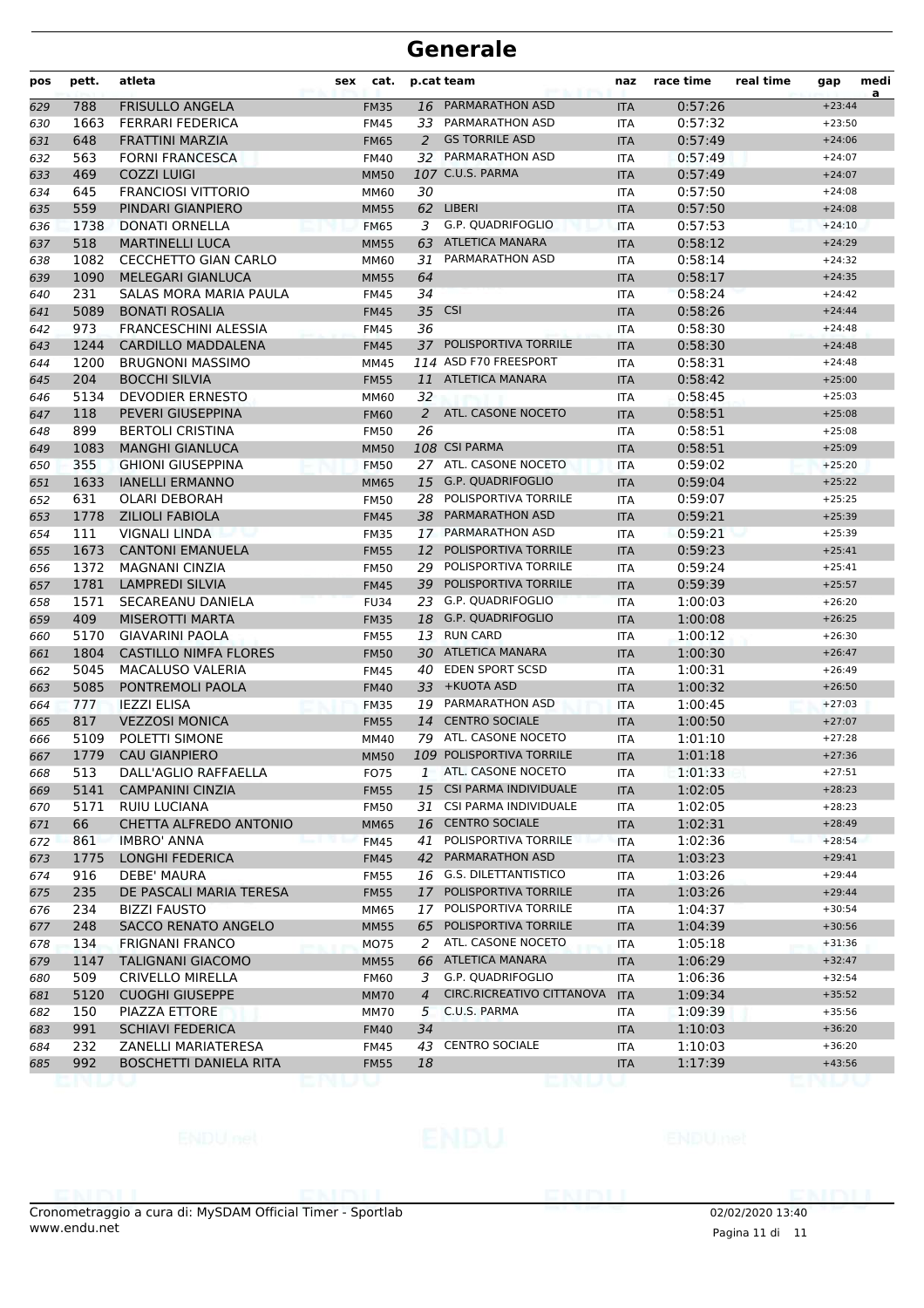# Generale

| pos | pett. | atleta | sex | cat. | p.cat | team | naz | race time | real time | gap | media |
|---|---|---|---|---|---|---|---|---|---|---|---|
| 629 | 788 | FRISULLO ANGELA | | FM35 | 16 | PARMARATHON ASD | ITA | 0:57:26 | | +23:44 | |
| 630 | 1663 | FERRARI FEDERICA | | FM45 | 33 | PARMARATHON ASD | ITA | 0:57:32 | | +23:50 | |
| 631 | 648 | FRATTINI MARZIA | | FM65 | 2 | GS TORRILE ASD | ITA | 0:57:49 | | +24:06 | |
| 632 | 563 | FORNI FRANCESCA | | FM40 | 32 | PARMARATHON ASD | ITA | 0:57:49 | | +24:07 | |
| 633 | 469 | COZZI LUIGI | | MM50 | 107 | C.U.S. PARMA | ITA | 0:57:49 | | +24:07 | |
| 634 | 645 | FRANCIOSI VITTORIO | | MM60 | 30 | | ITA | 0:57:50 | | +24:08 | |
| 635 | 559 | PINDARI GIANPIERO | | MM55 | 62 | LIBERI | ITA | 0:57:50 | | +24:08 | |
| 636 | 1738 | DONATI ORNELLA | | FM65 | 3 | G.P. QUADRIFOGLIO | ITA | 0:57:53 | | +24:10 | |
| 637 | 518 | MARTINELLI LUCA | | MM55 | 63 | ATLETICA MANARA | ITA | 0:58:12 | | +24:29 | |
| 638 | 1082 | CECCHETTO GIAN CARLO | | MM60 | 31 | PARMARATHON ASD | ITA | 0:58:14 | | +24:32 | |
| 639 | 1090 | MELEGARI GIANLUCA | | MM55 | 64 | | ITA | 0:58:17 | | +24:35 | |
| 640 | 231 | SALAS MORA MARIA PAULA | | FM45 | 34 | | ITA | 0:58:24 | | +24:42 | |
| 641 | 5089 | BONATI ROSALIA | | FM45 | 35 | CSI | ITA | 0:58:26 | | +24:44 | |
| 642 | 973 | FRANCESCHINI ALESSIA | | FM45 | 36 | | ITA | 0:58:30 | | +24:48 | |
| 643 | 1244 | CARDILLO MADDALENA | | FM45 | 37 | POLISPORTIVA TORRILE | ITA | 0:58:30 | | +24:48 | |
| 644 | 1200 | BRUGNONI MASSIMO | | MM45 | 114 | ASD F70 FREESPORT | ITA | 0:58:31 | | +24:48 | |
| 645 | 204 | BOCCHI SILVIA | | FM55 | 11 | ATLETICA MANARA | ITA | 0:58:42 | | +25:00 | |
| 646 | 5134 | DEVODIER ERNESTO | | MM60 | 32 | | ITA | 0:58:45 | | +25:03 | |
| 647 | 118 | PEVERI GIUSEPPINA | | FM60 | 2 | ATL. CASONE NOCETO | ITA | 0:58:51 | | +25:08 | |
| 648 | 899 | BERTOLI CRISTINA | | FM50 | 26 | | ITA | 0:58:51 | | +25:08 | |
| 649 | 1083 | MANGHI GIANLUCA | | MM50 | 108 | CSI PARMA | ITA | 0:58:51 | | +25:09 | |
| 650 | 355 | GHIONI GIUSEPPINA | | FM50 | 27 | ATL. CASONE NOCETO | ITA | 0:59:02 | | +25:20 | |
| 651 | 1633 | IANELLI ERMANNO | | MM65 | 15 | G.P. QUADRIFOGLIO | ITA | 0:59:04 | | +25:22 | |
| 652 | 631 | OLARI DEBORAH | | FM50 | 28 | POLISPORTIVA TORRILE | ITA | 0:59:07 | | +25:25 | |
| 653 | 1778 | ZILIOLI FABIOLA | | FM45 | 38 | PARMARATHON ASD | ITA | 0:59:21 | | +25:39 | |
| 654 | 111 | VIGNALI LINDA | | FM35 | 17 | PARMARATHON ASD | ITA | 0:59:21 | | +25:39 | |
| 655 | 1673 | CANTONI EMANUELA | | FM55 | 12 | POLISPORTIVA TORRILE | ITA | 0:59:23 | | +25:41 | |
| 656 | 1372 | MAGNANI CINZIA | | FM50 | 29 | POLISPORTIVA TORRILE | ITA | 0:59:24 | | +25:41 | |
| 657 | 1781 | LAMPREDI SILVIA | | FM45 | 39 | POLISPORTIVA TORRILE | ITA | 0:59:39 | | +25:57 | |
| 658 | 1571 | SECAREANU DANIELA | | FU34 | 23 | G.P. QUADRIFOGLIO | ITA | 1:00:03 | | +26:20 | |
| 659 | 409 | MISEROTTI MARTA | | FM35 | 18 | G.P. QUADRIFOGLIO | ITA | 1:00:08 | | +26:25 | |
| 660 | 5170 | GIAVARINI PAOLA | | FM55 | 13 | RUN CARD | ITA | 1:00:12 | | +26:30 | |
| 661 | 1804 | CASTILLO NIMFA FLORES | | FM50 | 30 | ATLETICA MANARA | ITA | 1:00:30 | | +26:47 | |
| 662 | 5045 | MACALUSO VALERIA | | FM45 | 40 | EDEN SPORT SCSD | ITA | 1:00:31 | | +26:49 | |
| 663 | 5085 | PONTREMOLI PAOLA | | FM40 | 33 | +KUOTA ASD | ITA | 1:00:32 | | +26:50 | |
| 664 | 777 | IEZZI ELISA | | FM35 | 19 | PARMARATHON ASD | ITA | 1:00:45 | | +27:03 | |
| 665 | 817 | VEZZOSI MONICA | | FM55 | 14 | CENTRO SOCIALE | ITA | 1:00:50 | | +27:07 | |
| 666 | 5109 | POLETTI SIMONE | | MM40 | 79 | ATL. CASONE NOCETO | ITA | 1:01:10 | | +27:28 | |
| 667 | 1779 | CAU GIANPIERO | | MM50 | 109 | POLISPORTIVA TORRILE | ITA | 1:01:18 | | +27:36 | |
| 668 | 513 | DALL'AGLIO RAFFAELLA | | FO75 | 1 | ATL. CASONE NOCETO | ITA | 1:01:33 | | +27:51 | |
| 669 | 5141 | CAMPANINI CINZIA | | FM55 | 15 | CSI PARMA INDIVIDUALE | ITA | 1:02:05 | | +28:23 | |
| 670 | 5171 | RUIU LUCIANA | | FM50 | 31 | CSI PARMA INDIVIDUALE | ITA | 1:02:05 | | +28:23 | |
| 671 | 66 | CHETTA ALFREDO ANTONIO | | MM65 | 16 | CENTRO SOCIALE | ITA | 1:02:31 | | +28:49 | |
| 672 | 861 | IMBRO' ANNA | | FM45 | 41 | POLISPORTIVA TORRILE | ITA | 1:02:36 | | +28:54 | |
| 673 | 1775 | LONGHI FEDERICA | | FM45 | 42 | PARMARATHON ASD | ITA | 1:03:23 | | +29:41 | |
| 674 | 916 | DEBE' MAURA | | FM55 | 16 | G.S. DILETTANTISTICO | ITA | 1:03:26 | | +29:44 | |
| 675 | 235 | DE PASCALI MARIA TERESA | | FM55 | 17 | POLISPORTIVA TORRILE | ITA | 1:03:26 | | +29:44 | |
| 676 | 234 | BIZZI FAUSTO | | MM65 | 17 | POLISPORTIVA TORRILE | ITA | 1:04:37 | | +30:54 | |
| 677 | 248 | SACCO RENATO ANGELO | | MM55 | 65 | POLISPORTIVA TORRILE | ITA | 1:04:39 | | +30:56 | |
| 678 | 134 | FRIGNANI FRANCO | | MO75 | 2 | ATL. CASONE NOCETO | ITA | 1:05:18 | | +31:36 | |
| 679 | 1147 | TALIGNANI GIACOMO | | MM55 | 66 | ATLETICA MANARA | ITA | 1:06:29 | | +32:47 | |
| 680 | 509 | CRIVELLO MIRELLA | | FM60 | 3 | G.P. QUADRIFOGLIO | ITA | 1:06:36 | | +32:54 | |
| 681 | 5120 | CUOGHI GIUSEPPE | | MM70 | 4 | CIRC.RICREATIVO CITTANOVA | ITA | 1:09:34 | | +35:52 | |
| 682 | 150 | PIAZZA ETTORE | | MM70 | 5 | C.U.S. PARMA | ITA | 1:09:39 | | +35:56 | |
| 683 | 991 | SCHIAVI FEDERICA | | FM40 | 34 | | ITA | 1:10:03 | | +36:20 | |
| 684 | 232 | ZANELLI MARIATERESA | | FM45 | 43 | CENTRO SOCIALE | ITA | 1:10:03 | | +36:20 | |
| 685 | 992 | BOSCHETTI DANIELA RITA | | FM55 | 18 | | ITA | 1:17:39 | | +43:56 | |

Cronometraggio a cura di: MySDAM Official Timer - Sportlab
www.endu.net

02/02/2020 13:40